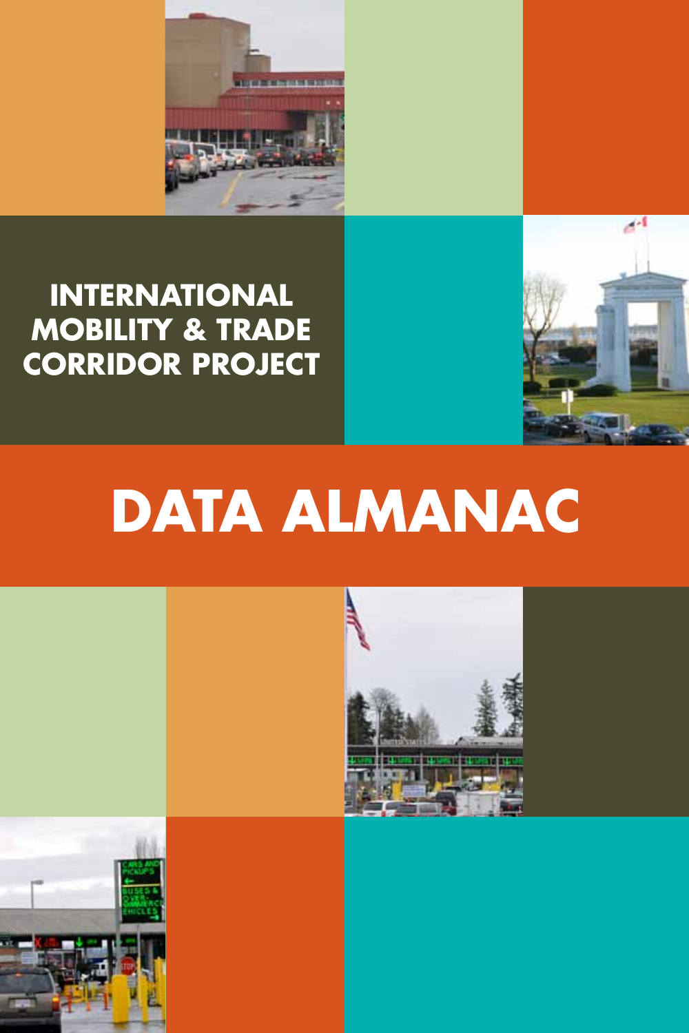# INTERNATIONAL MOBILITY & TRADE CORRIDOR PROJECT

# DATA ALMANAC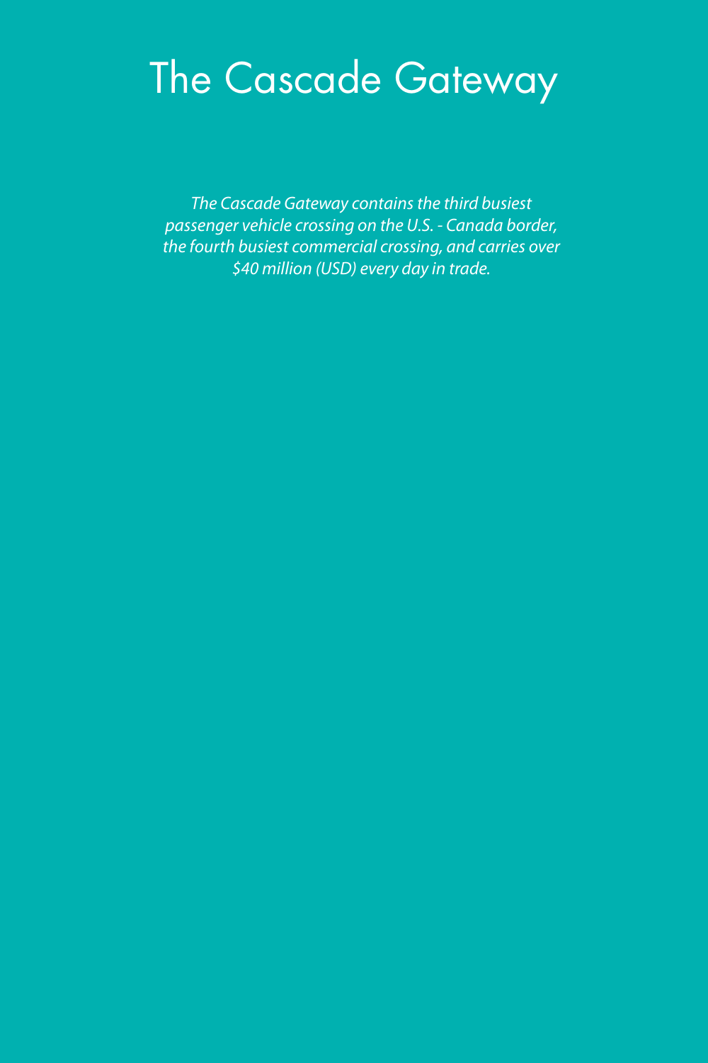# The Cascade Gateway

*The Cascade Gateway contains the third busiest passenger vehicle crossing on the U.S. - Canada border, the fourth busiest commercial crossing, and carries over $40 million (USD) every day in trade.*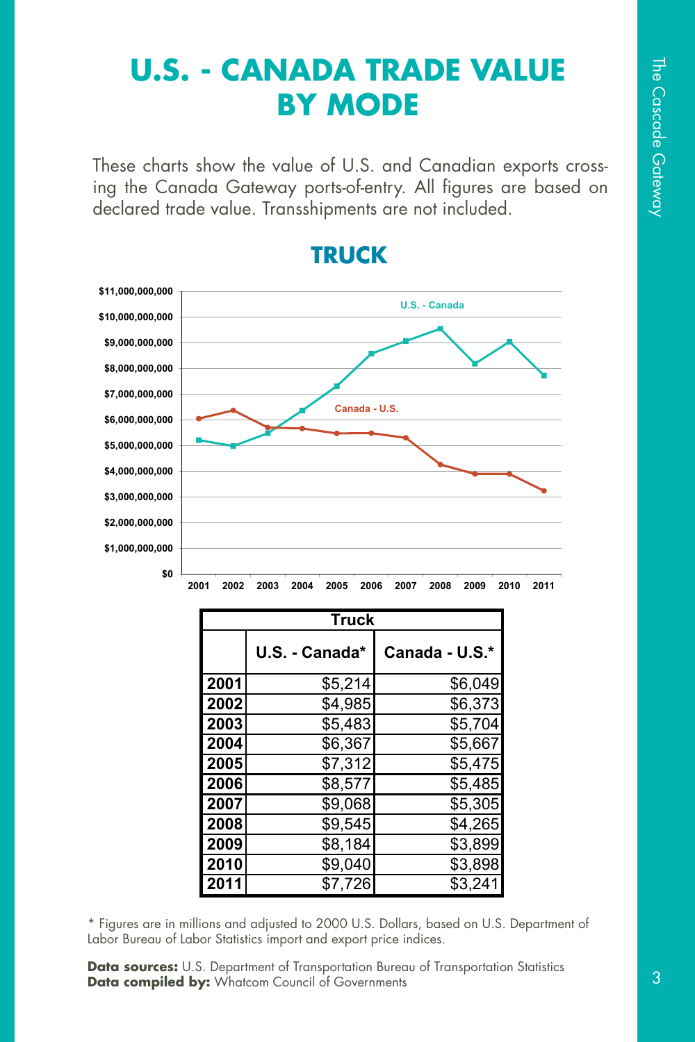# U.S. - CANADA TRADE VALUE BY MODE

These charts show the value of U.S. and Canadian exports crossing the Canada Gateway ports-of-entry. All figures are based on declared trade value. Transshipments are not included.

## TRUCK

| Truck | | |
|---|---|---|
| | U.S. - Canada* | Canada - U.S.* |
| 2001 | $5,214 | $6,049 |
| 2002 | $4,985 | $6,373 |
| 2003 | $5,483 | $5,704 |
| 2004 | $6,367 | $5,667 |
| 2005 | $7,312 | $5,475 |
| 2006 | $8,577 | $5,485 |
| 2007 | $9,068 | $5,305 |
| 2008 | $9,545 | $4,265 |
| 2009 | $8,184 | $3,899 |
| 2010 | $9,040 | $3,898 |
| 2011 | $7,726 | $3,241 |

* Figures are in millions and adjusted to 2000 U.S. Dollars, based on U.S. Department of Labor Bureau of Labor Statistics import and export price indices.

**Data sources:** U.S. Department of Transportation Bureau of Transportation Statistics
**Data compiled by:** Whatcom Council of Governments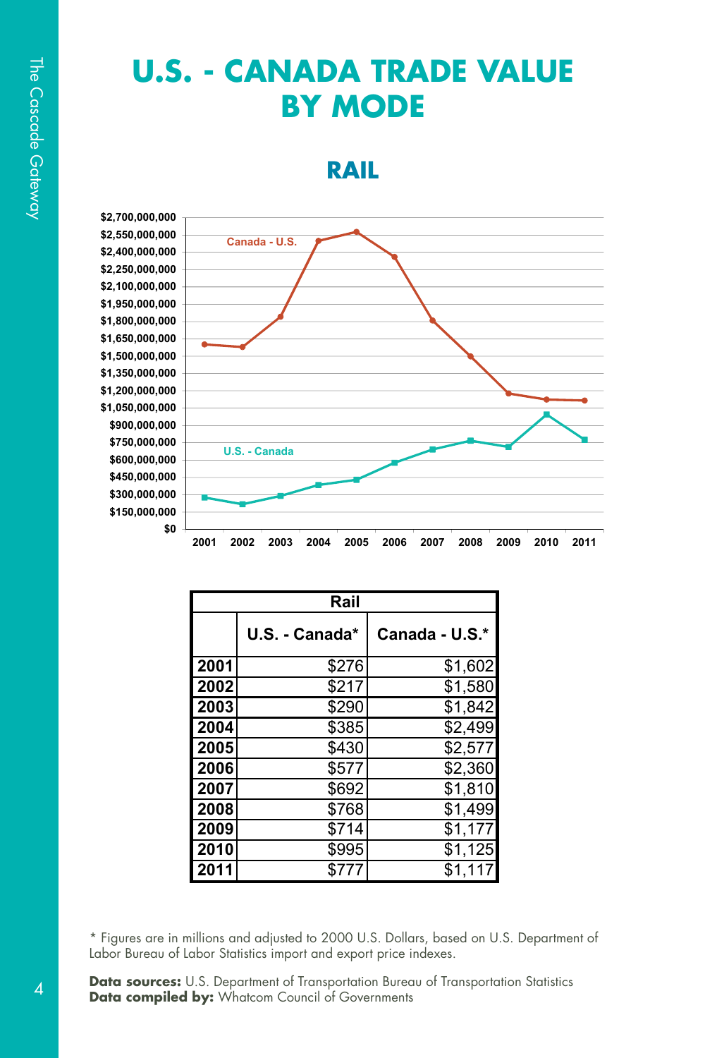# U.S. - CANADA TRADE VALUE BY MODE

## RAIL

| Rail | | |
|---|---|---|
| | U.S. - Canada* | Canada - U.S.* |
| 2001 | $276 | $1,602 |
| 2002 | $217 | $1,580 |
| 2003 | $290 | $1,842 |
| 2004 | $385 | $2,499 |
| 2005 | $430 | $2,577 |
| 2006 | $577 | $2,360 |
| 2007 | $692 | $1,810 |
| 2008 | $768 | $1,499 |
| 2009 | $714 | $1,177 |
| 2010 | $995 | $1,125 |
| 2011 | $777 | $1,117 |

\* Figures are in millions and adjusted to 2000 U.S. Dollars, based on U.S. Department of Labor Bureau of Labor Statistics import and export price indexes.

**Data sources:** U.S. Department of Transportation Bureau of Transportation Statistics
**Data compiled by:** Whatcom Council of Governments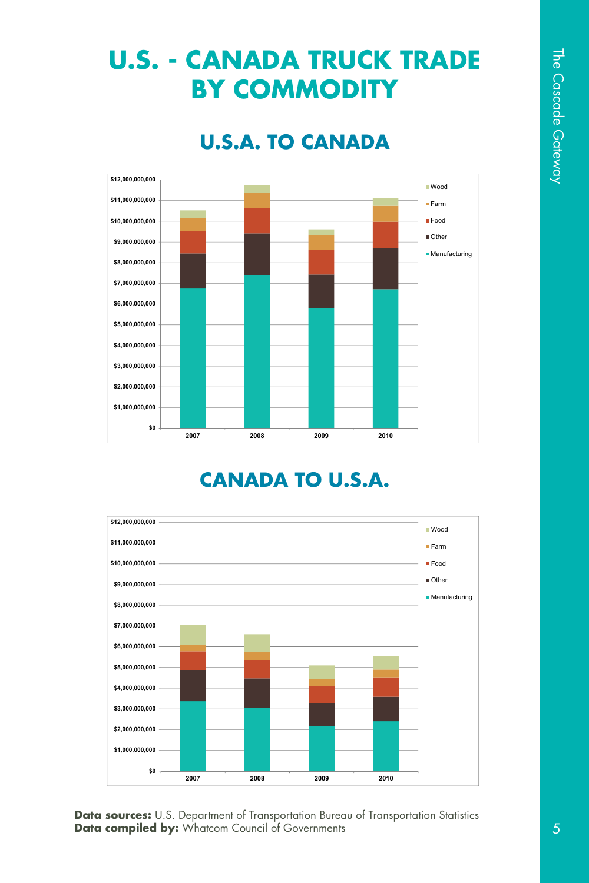# U.S. - CANADA TRUCK TRADE BY COMMODITY

## U.S.A. TO CANADA

## CANADA TO U.S.A.

**Data sources:** U.S. Department of Transportation Bureau of Transportation Statistics
**Data compiled by:** Whatcom Council of Governments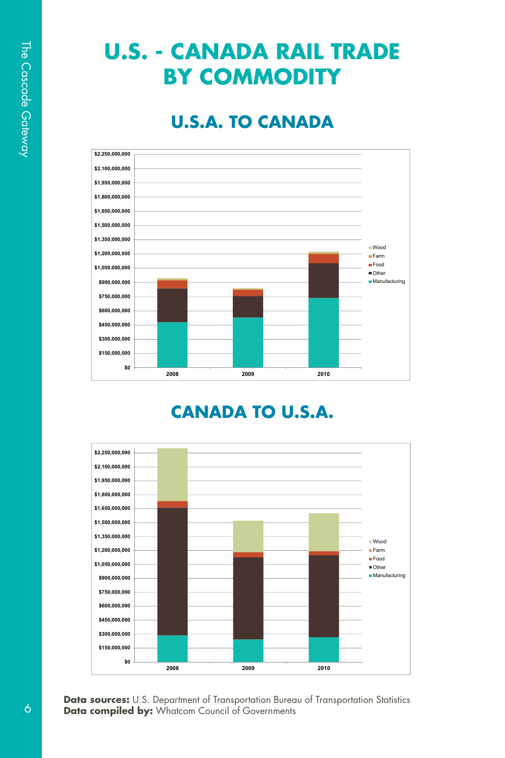# U.S. - CANADA RAIL TRADE BY COMMODITY

## U.S.A. TO CANADA

## CANADA TO U.S.A.

**Data sources:** U.S. Department of Transportation Bureau of Transportation Statistics
**Data compiled by:** Whatcom Council of Governments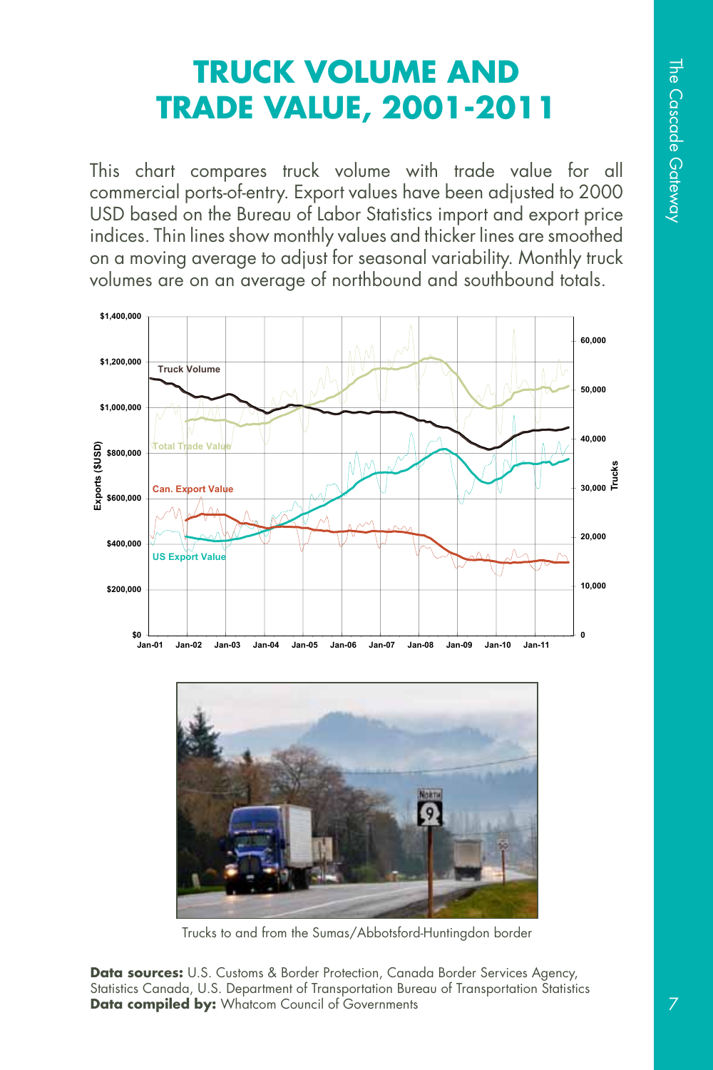# TRUCK VOLUME AND TRADE VALUE, 2001-2011

This chart compares truck volume with trade value for all commercial ports-of-entry. Export values have been adjusted to 2000 USD based on the Bureau of Labor Statistics import and export price indices. Thin lines show monthly values and thicker lines are smoothed on a moving average to adjust for seasonal variability. Monthly truck volumes are on an average of northbound and southbound totals.

Trucks to and from the Sumas/Abbotsford-Huntingdon border

**Data sources:** U.S. Customs & Border Protection, Canada Border Services Agency, Statistics Canada, U.S. Department of Transportation Bureau of Transportation Statistics
**Data compiled by:** Whatcom Council of Governments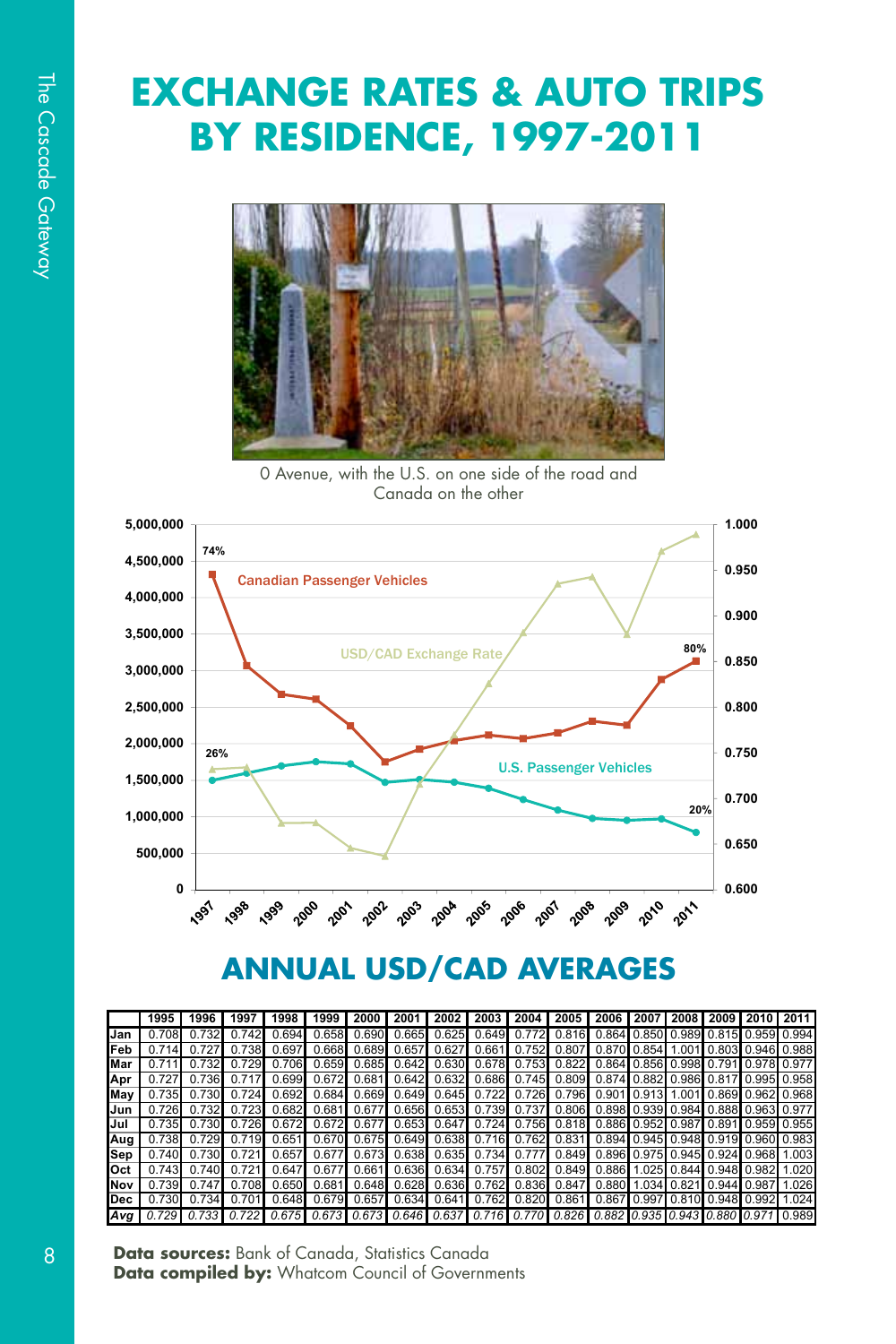# EXCHANGE RATES & AUTO TRIPS BY RESIDENCE, 1997-2011

0 Avenue, with the U.S. on one side of the road and Canada on the other

## ANNUAL USD/CAD AVERAGES

| | 1995 | 1996 | 1997 | 1998 | 1999 | 2000 | 2001 | 2002 | 2003 | 2004 | 2005 | 2006 | 2007 | 2008 | 2009 | 2010 | 2011 |
|---|---|---|---|---|---|---|---|---|---|---|---|---|---|---|---|---|---|
| Jan | 0.708 | 0.732 | 0.742 | 0.694 | 0.658 | 0.690 | 0.665 | 0.625 | 0.649 | 0.772 | 0.816 | 0.864 | 0.850 | 0.989 | 0.815 | 0.959 | 0.994 |
| Feb | 0.714 | 0.727 | 0.738 | 0.697 | 0.668 | 0.689 | 0.657 | 0.627 | 0.661 | 0.752 | 0.807 | 0.870 | 0.854 | 1.001 | 0.803 | 0.946 | 0.988 |
| Mar | 0.711 | 0.732 | 0.729 | 0.706 | 0.659 | 0.685 | 0.642 | 0.630 | 0.678 | 0.753 | 0.822 | 0.864 | 0.856 | 0.998 | 0.791 | 0.978 | 0.977 |
| Apr | 0.727 | 0.736 | 0.717 | 0.699 | 0.672 | 0.681 | 0.642 | 0.632 | 0.686 | 0.745 | 0.809 | 0.874 | 0.882 | 0.986 | 0.817 | 0.995 | 0.958 |
| May | 0.735 | 0.730 | 0.724 | 0.692 | 0.684 | 0.669 | 0.649 | 0.645 | 0.722 | 0.726 | 0.796 | 0.901 | 0.913 | 1.001 | 0.869 | 0.962 | 0.968 |
| Jun | 0.726 | 0.732 | 0.723 | 0.682 | 0.681 | 0.677 | 0.656 | 0.653 | 0.739 | 0.737 | 0.806 | 0.898 | 0.939 | 0.984 | 0.888 | 0.963 | 0.977 |
| Jul | 0.735 | 0.730 | 0.726 | 0.672 | 0.672 | 0.677 | 0.653 | 0.647 | 0.724 | 0.756 | 0.818 | 0.886 | 0.952 | 0.987 | 0.891 | 0.959 | 0.955 |
| Aug | 0.738 | 0.729 | 0.719 | 0.651 | 0.670 | 0.675 | 0.649 | 0.638 | 0.716 | 0.762 | 0.831 | 0.894 | 0.945 | 0.948 | 0.919 | 0.960 | 0.983 |
| Sep | 0.740 | 0.730 | 0.721 | 0.657 | 0.677 | 0.673 | 0.638 | 0.635 | 0.734 | 0.777 | 0.849 | 0.896 | 0.975 | 0.945 | 0.924 | 0.968 | 1.003 |
| Oct | 0.743 | 0.740 | 0.721 | 0.647 | 0.677 | 0.661 | 0.636 | 0.634 | 0.757 | 0.802 | 0.849 | 0.886 | 1.025 | 0.844 | 0.948 | 0.982 | 1.020 |
| Nov | 0.739 | 0.747 | 0.708 | 0.650 | 0.681 | 0.648 | 0.628 | 0.636 | 0.762 | 0.836 | 0.847 | 0.880 | 1.034 | 0.821 | 0.944 | 0.987 | 1.026 |
| Dec | 0.730 | 0.734 | 0.701 | 0.648 | 0.679 | 0.657 | 0.634 | 0.641 | 0.762 | 0.820 | 0.861 | 0.867 | 0.997 | 0.810 | 0.948 | 0.992 | 1.024 |
| *Avg* | *0.729* | *0.733* | *0.722* | *0.675* | *0.673* | *0.673* | *0.646* | *0.637* | *0.716* | *0.770* | *0.826* | *0.882* | *0.935* | *0.943* | *0.880* | *0.971* | 0.989 |

**Data sources:** Bank of Canada, Statistics Canada
**Data compiled by:** Whatcom Council of Governments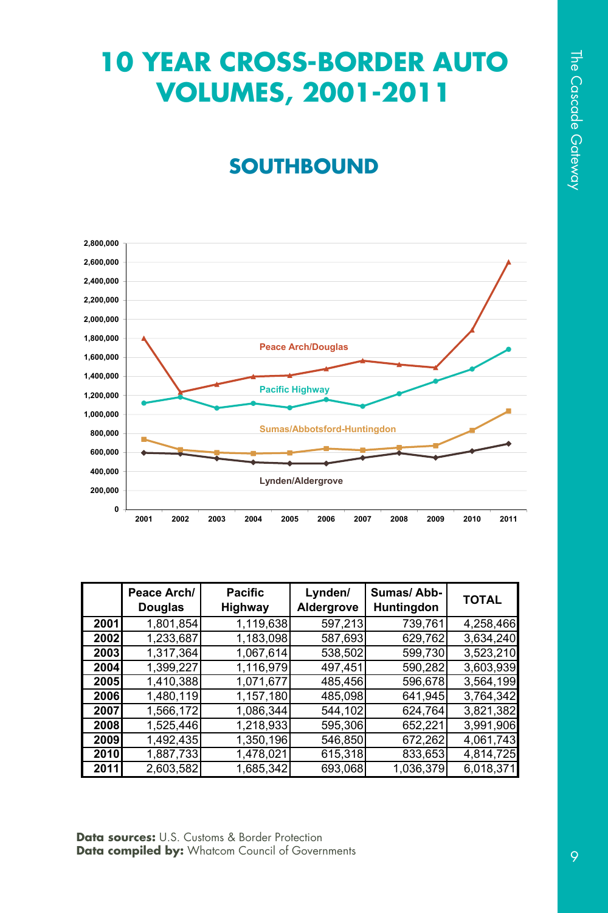# 10 YEAR CROSS-BORDER AUTO VOLUMES, 2001-2011

## SOUTHBOUND

| | Peace Arch/ Douglas | Pacific Highway | Lynden/ Aldergrove | Sumas/ Abb-Huntingdon | TOTAL |
|---|---|---|---|---|---|
| 2001 | 1,801,854 | 1,119,638 | 597,213 | 739,761 | 4,258,466 |
| 2002 | 1,233,687 | 1,183,098 | 587,693 | 629,762 | 3,634,240 |
| 2003 | 1,317,364 | 1,067,614 | 538,502 | 599,730 | 3,523,210 |
| 2004 | 1,399,227 | 1,116,979 | 497,451 | 590,282 | 3,603,939 |
| 2005 | 1,410,388 | 1,071,677 | 485,456 | 596,678 | 3,564,199 |
| 2006 | 1,480,119 | 1,157,180 | 485,098 | 641,945 | 3,764,342 |
| 2007 | 1,566,172 | 1,086,344 | 544,102 | 624,764 | 3,821,382 |
| 2008 | 1,525,446 | 1,218,933 | 595,306 | 652,221 | 3,991,906 |
| 2009 | 1,492,435 | 1,350,196 | 546,850 | 672,262 | 4,061,743 |
| 2010 | 1,887,733 | 1,478,021 | 615,318 | 833,653 | 4,814,725 |
| 2011 | 2,603,582 | 1,685,342 | 693,068 | 1,036,379 | 6,018,371 |

**Data sources:** U.S. Customs & Border Protection
**Data compiled by:** Whatcom Council of Governments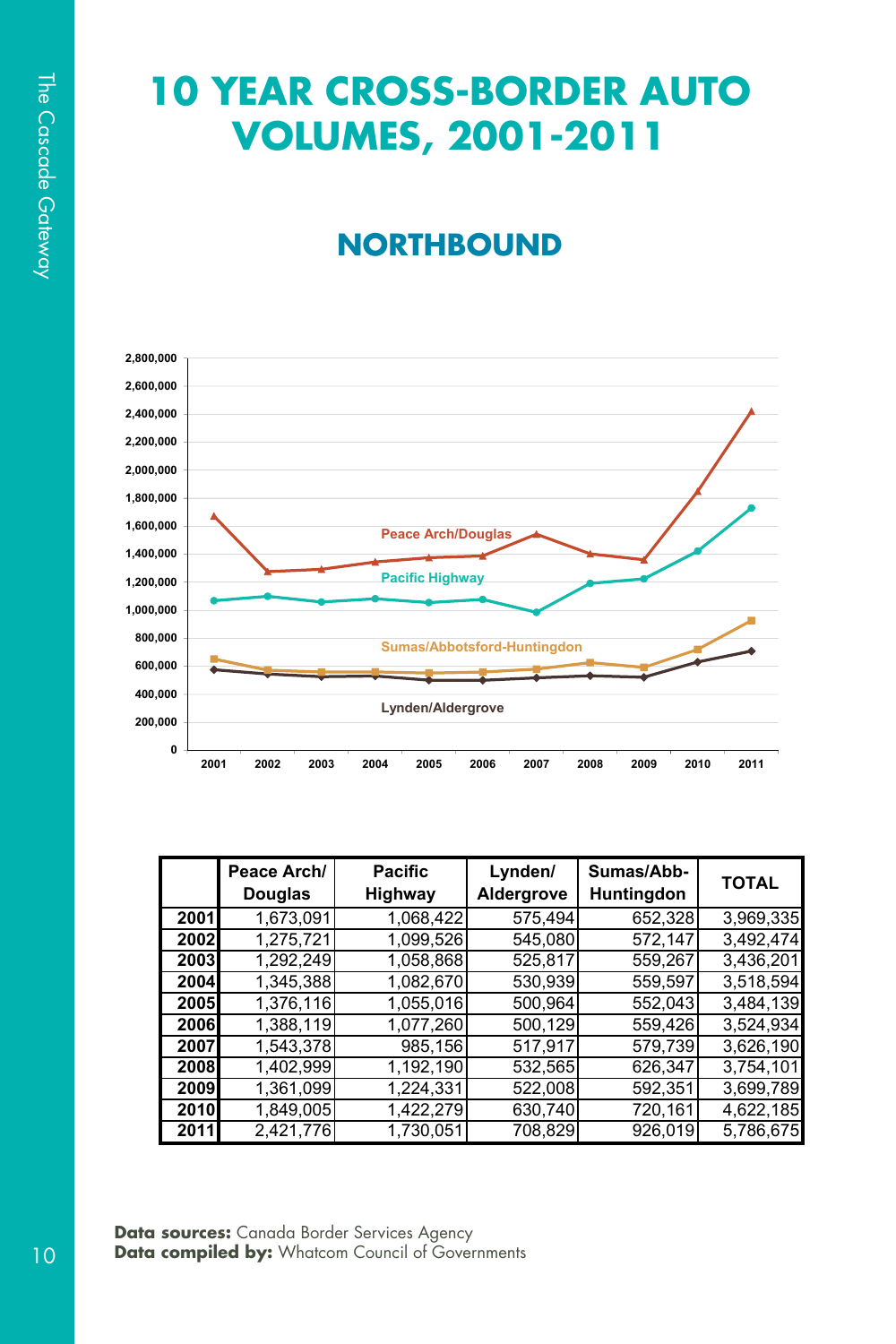# 10 YEAR CROSS-BORDER AUTO VOLUMES, 2001-2011

## NORTHBOUND

| | Peace Arch/ Douglas | Pacific Highway | Lynden/ Aldergrove | Sumas/Abb-Huntingdon | TOTAL |
|---|---|---|---|---|---|
| 2001 | 1,673,091 | 1,068,422 | 575,494 | 652,328 | 3,969,335 |
| 2002 | 1,275,721 | 1,099,526 | 545,080 | 572,147 | 3,492,474 |
| 2003 | 1,292,249 | 1,058,868 | 525,817 | 559,267 | 3,436,201 |
| 2004 | 1,345,388 | 1,082,670 | 530,939 | 559,597 | 3,518,594 |
| 2005 | 1,376,116 | 1,055,016 | 500,964 | 552,043 | 3,484,139 |
| 2006 | 1,388,119 | 1,077,260 | 500,129 | 559,426 | 3,524,934 |
| 2007 | 1,543,378 | 985,156 | 517,917 | 579,739 | 3,626,190 |
| 2008 | 1,402,999 | 1,192,190 | 532,565 | 626,347 | 3,754,101 |
| 2009 | 1,361,099 | 1,224,331 | 522,008 | 592,351 | 3,699,789 |
| 2010 | 1,849,005 | 1,422,279 | 630,740 | 720,161 | 4,622,185 |
| 2011 | 2,421,776 | 1,730,051 | 708,829 | 926,019 | 5,786,675 |

**Data sources:** Canada Border Services Agency
**Data compiled by:** Whatcom Council of Governments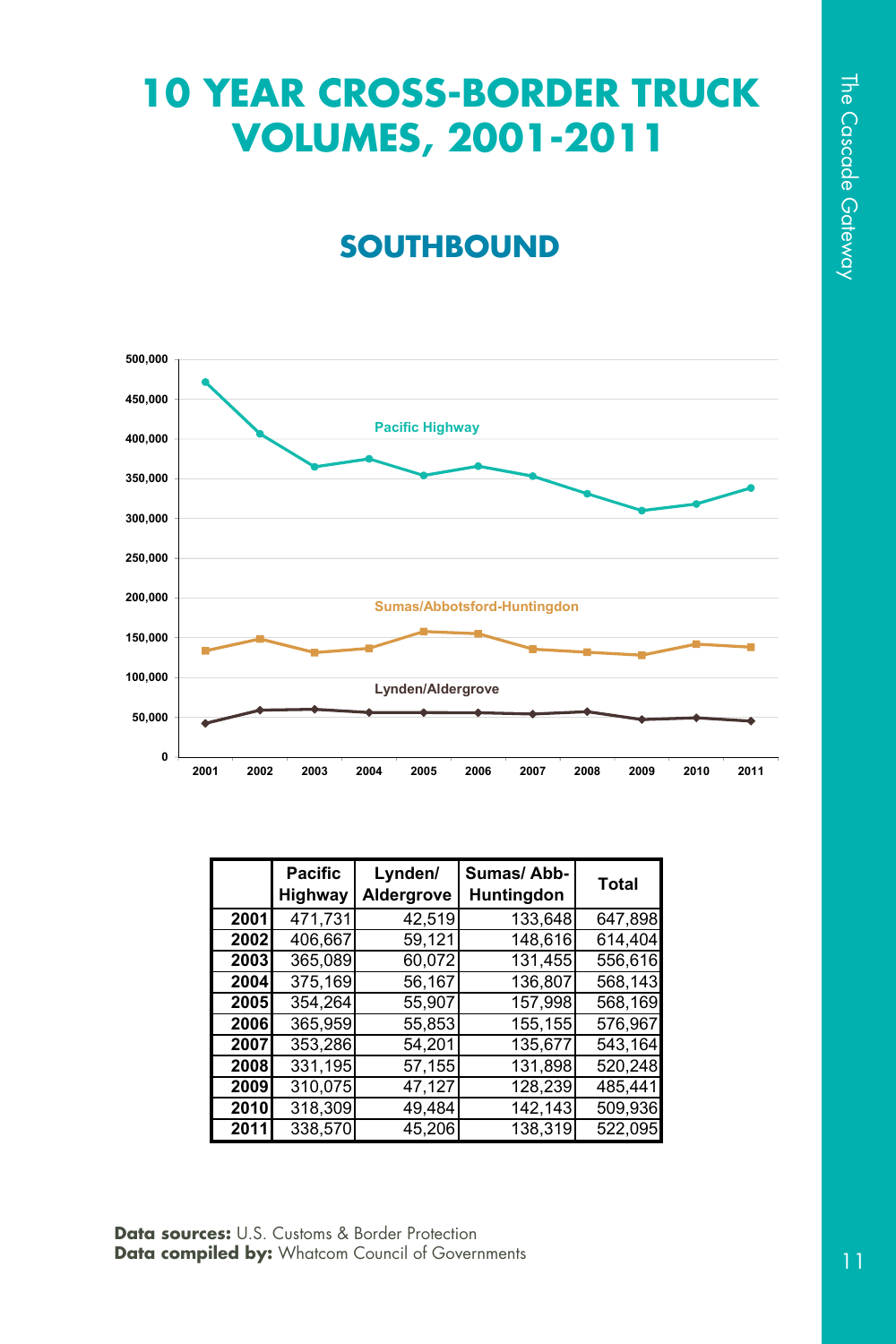# 10 YEAR CROSS-BORDER TRUCK VOLUMES, 2001-2011

## SOUTHBOUND

| | Pacific Highway | Lynden/ Aldergrove | Sumas/ Abb-Huntingdon | Total |
|---|---|---|---|---|
| 2001 | 471,731 | 42,519 | 133,648 | 647,898 |
| 2002 | 406,667 | 59,121 | 148,616 | 614,404 |
| 2003 | 365,089 | 60,072 | 131,455 | 556,616 |
| 2004 | 375,169 | 56,167 | 136,807 | 568,143 |
| 2005 | 354,264 | 55,907 | 157,998 | 568,169 |
| 2006 | 365,959 | 55,853 | 155,155 | 576,967 |
| 2007 | 353,286 | 54,201 | 135,677 | 543,164 |
| 2008 | 331,195 | 57,155 | 131,898 | 520,248 |
| 2009 | 310,075 | 47,127 | 128,239 | 485,441 |
| 2010 | 318,309 | 49,484 | 142,143 | 509,936 |
| 2011 | 338,570 | 45,206 | 138,319 | 522,095 |

**Data sources:** U.S. Customs & Border Protection
**Data compiled by:** Whatcom Council of Governments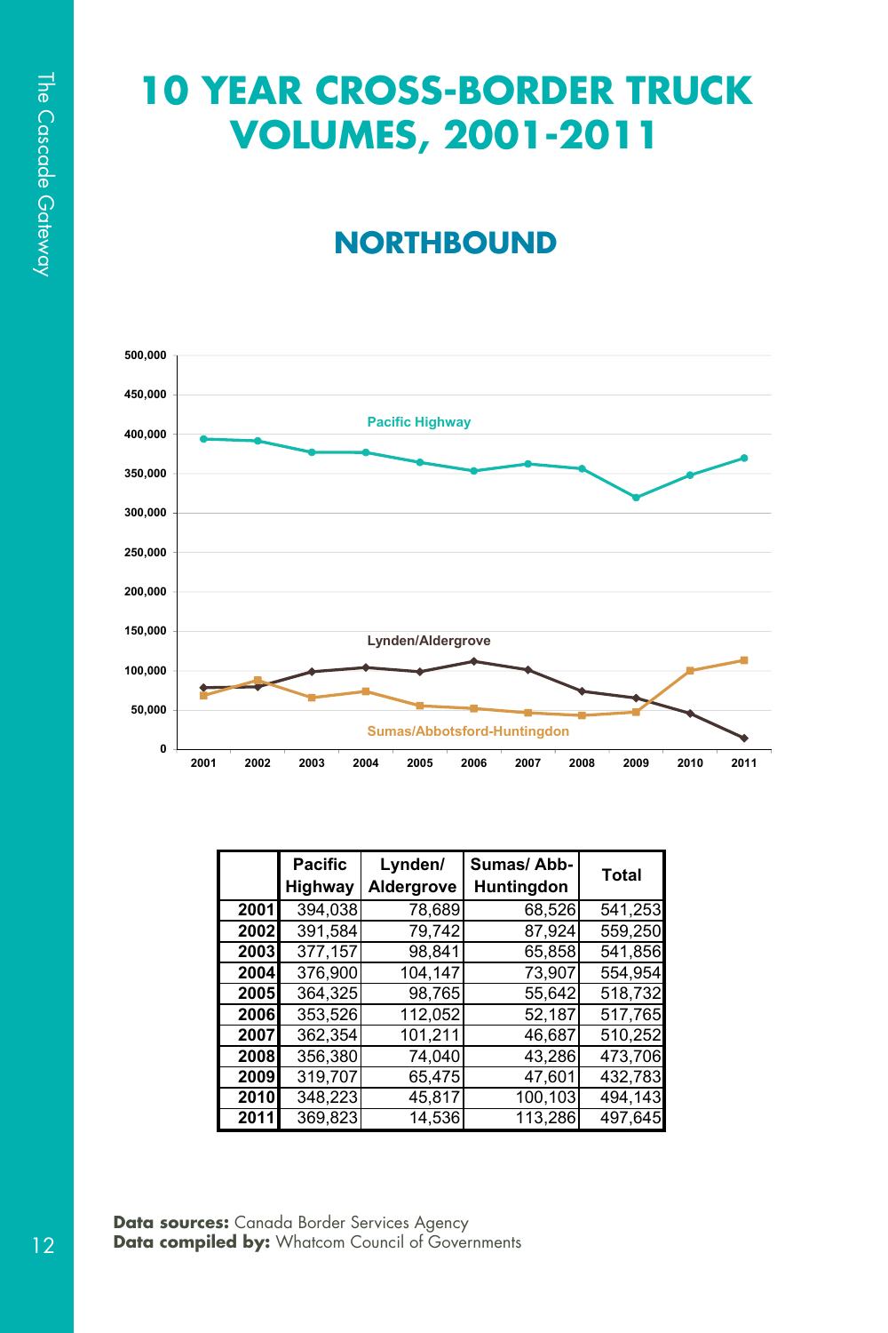# 10 YEAR CROSS-BORDER TRUCK VOLUMES, 2001-2011

## NORTHBOUND

|  | Pacific Highway | Lynden/ Aldergrove | Sumas/ Abb-Huntingdon | Total |
|---|---|---|---|---|
| 2001 | 394,038 | 78,689 | 68,526 | 541,253 |
| 2002 | 391,584 | 79,742 | 87,924 | 559,250 |
| 2003 | 377,157 | 98,841 | 65,858 | 541,856 |
| 2004 | 376,900 | 104,147 | 73,907 | 554,954 |
| 2005 | 364,325 | 98,765 | 55,642 | 518,732 |
| 2006 | 353,526 | 112,052 | 52,187 | 517,765 |
| 2007 | 362,354 | 101,211 | 46,687 | 510,252 |
| 2008 | 356,380 | 74,040 | 43,286 | 473,706 |
| 2009 | 319,707 | 65,475 | 47,601 | 432,783 |
| 2010 | 348,223 | 45,817 | 100,103 | 494,143 |
| 2011 | 369,823 | 14,536 | 113,286 | 497,645 |

**Data sources:** Canada Border Services Agency
**Data compiled by:** Whatcom Council of Governments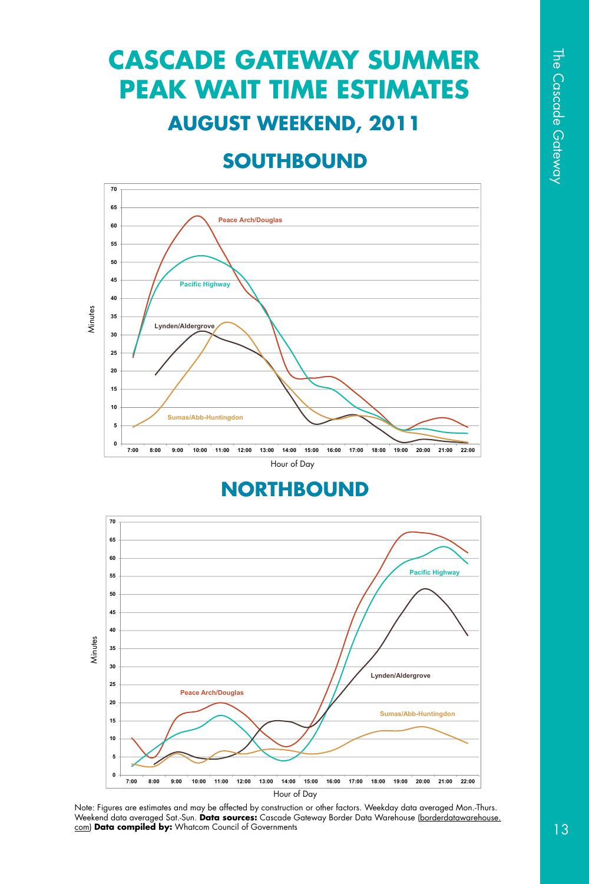# CASCADE GATEWAY SUMMER PEAK WAIT TIME ESTIMATES

## AUGUST WEEKEND, 2011

### SOUTHBOUND

### NORTHBOUND

Note: Figures are estimates and may be affected by construction or other factors. Weekday data averaged Mon.-Thurs. Weekend data averaged Sat.-Sun. **Data sources:** Cascade Gateway Border Data Warehouse (borderdatawarehouse.com) **Data compiled by:** Whatcom Council of Governments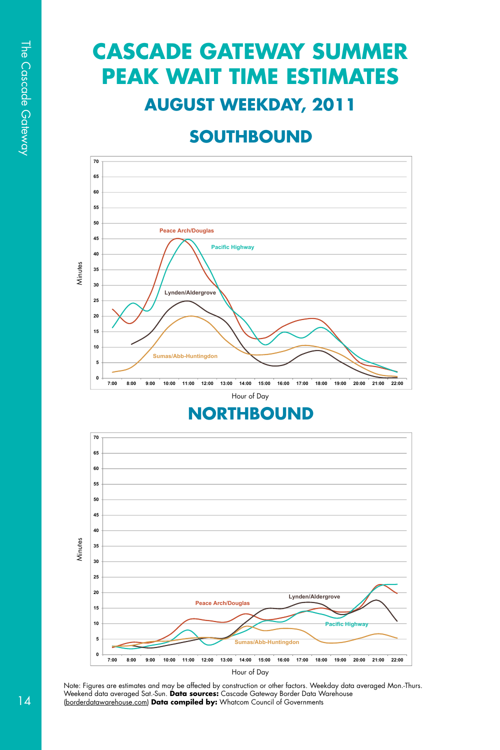# CASCADE GATEWAY SUMMER PEAK WAIT TIME ESTIMATES

## AUGUST WEEKDAY, 2011

## SOUTHBOUND

Minutes

Peace Arch/Douglas

Pacific Highway

Lynden/Aldergrove

Sumas/Abb-Huntingdon

Hour of Day

## NORTHBOUND

Minutes

Lynden/Aldergrove

Peace Arch/Douglas

Pacific Highway

Sumas/Abb-Huntingdon

Hour of Day

Note: Figures are estimates and may be affected by construction or other factors. Weekday data averaged Mon.-Thurs. Weekend data averaged Sat.-Sun. **Data sources:** Cascade Gateway Border Data Warehouse (borderdatawarehouse.com) **Data compiled by:** Whatcom Council of Governments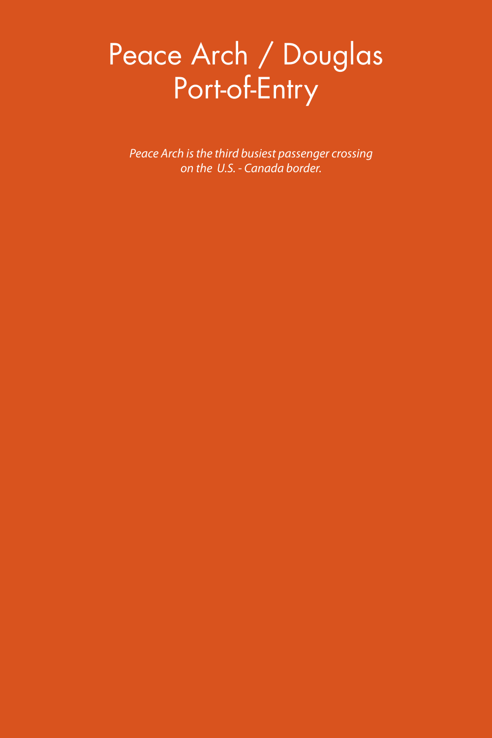# Peace Arch / Douglas Port-of-Entry

*Peace Arch is the third busiest passenger crossing on the U.S. - Canada border.*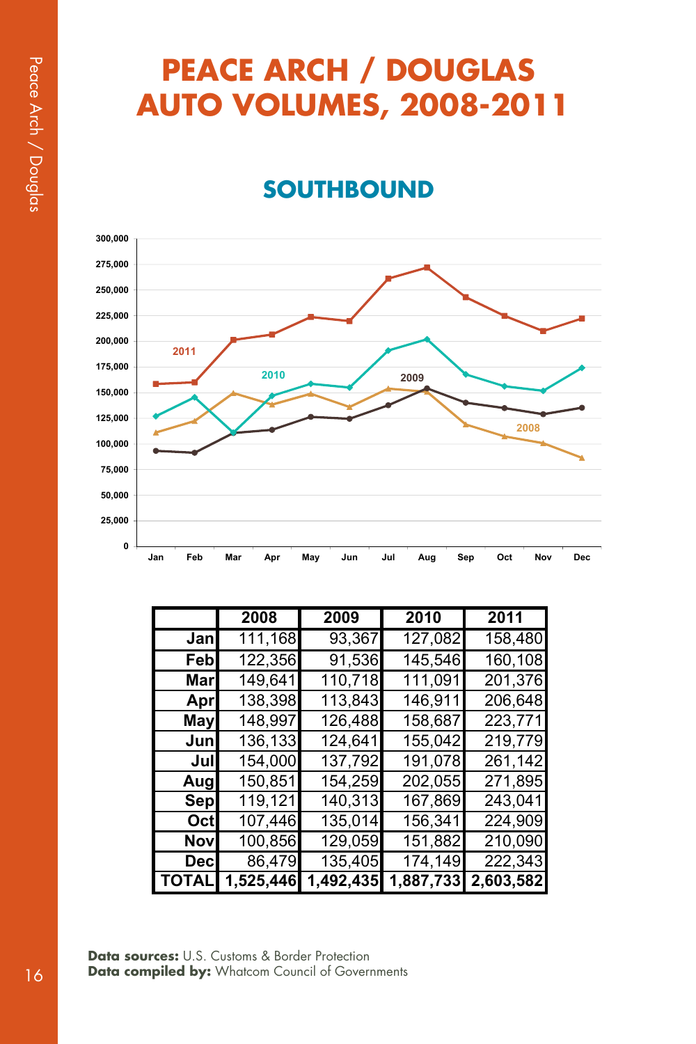# PEACE ARCH / DOUGLAS AUTO VOLUMES, 2008-2011

## SOUTHBOUND

| | 2008 | 2009 | 2010 | 2011 |
|---|---|---|---|---|
| Jan | 111,168 | 93,367 | 127,082 | 158,480 |
| Feb | 122,356 | 91,536 | 145,546 | 160,108 |
| Mar | 149,641 | 110,718 | 111,091 | 201,376 |
| Apr | 138,398 | 113,843 | 146,911 | 206,648 |
| May | 148,997 | 126,488 | 158,687 | 223,771 |
| Jun | 136,133 | 124,641 | 155,042 | 219,779 |
| Jul | 154,000 | 137,792 | 191,078 | 261,142 |
| Aug | 150,851 | 154,259 | 202,055 | 271,895 |
| Sep | 119,121 | 140,313 | 167,869 | 243,041 |
| Oct | 107,446 | 135,014 | 156,341 | 224,909 |
| Nov | 100,856 | 129,059 | 151,882 | 210,090 |
| Dec | 86,479 | 135,405 | 174,149 | 222,343 |
| **TOTAL** | **1,525,446** | **1,492,435** | **1,887,733** | **2,603,582** |

**Data sources:** U.S. Customs & Border Protection
**Data compiled by:** Whatcom Council of Governments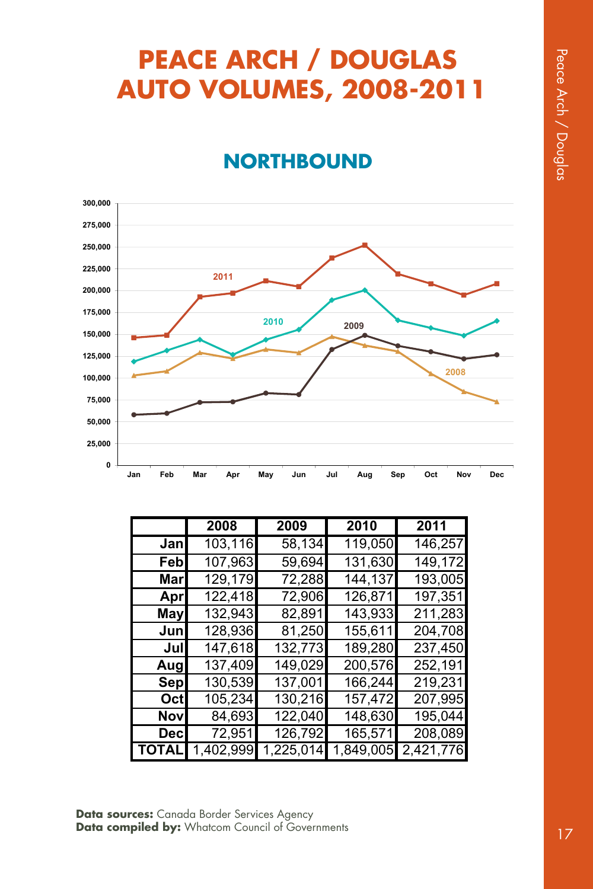# PEACE ARCH / DOUGLAS AUTO VOLUMES, 2008-2011

## NORTHBOUND

|  | 2008 | 2009 | 2010 | 2011 |
|---|---|---|---|---|
| Jan | 103,116 | 58,134 | 119,050 | 146,257 |
| Feb | 107,963 | 59,694 | 131,630 | 149,172 |
| Mar | 129,179 | 72,288 | 144,137 | 193,005 |
| Apr | 122,418 | 72,906 | 126,871 | 197,351 |
| May | 132,943 | 82,891 | 143,933 | 211,283 |
| Jun | 128,936 | 81,250 | 155,611 | 204,708 |
| Jul | 147,618 | 132,773 | 189,280 | 237,450 |
| Aug | 137,409 | 149,029 | 200,576 | 252,191 |
| Sep | 130,539 | 137,001 | 166,244 | 219,231 |
| Oct | 105,234 | 130,216 | 157,472 | 207,995 |
| Nov | 84,693 | 122,040 | 148,630 | 195,044 |
| Dec | 72,951 | 126,792 | 165,571 | 208,089 |
| TOTAL | 1,402,999 | 1,225,014 | 1,849,005 | 2,421,776 |

**Data sources:** Canada Border Services Agency
**Data compiled by:** Whatcom Council of Governments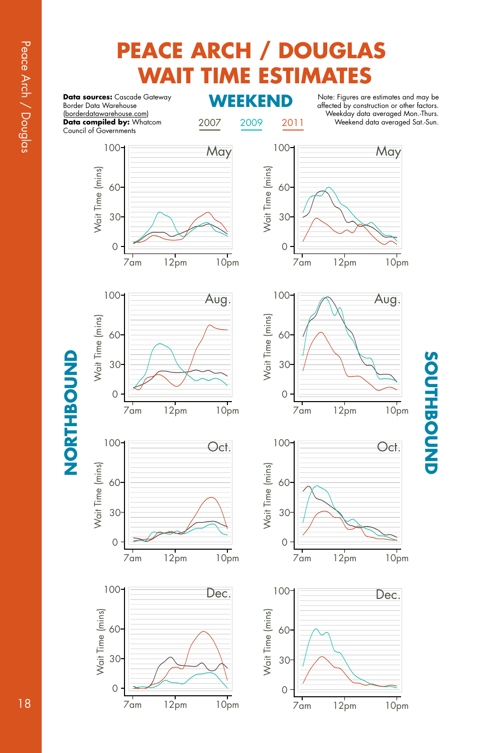# PEACE ARCH / DOUGLAS WAIT TIME ESTIMATES

**Data sources:** Cascade Gateway Border Data Warehouse (borderdatawarehouse.com)
**Data compiled by:** Whatcom Council of Governments

## WEEKEND

2007 2009 2011

Note: Figures are estimates and may be affected by construction or other factors. Weekday data averaged Mon.-Thurs. Weekend data averaged Sat.-Sun.

**NORTHBOUND**

**SOUTHBOUND**

May

Aug.

Oct.

Dec.

Wait Time (mins)

0 30 60 100

7am 12pm 10pm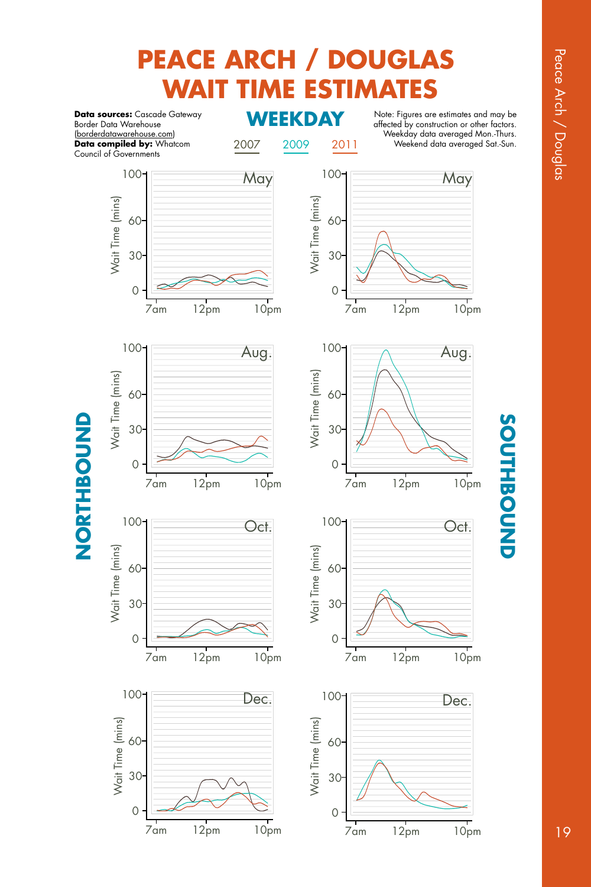# PEACE ARCH / DOUGLAS WAIT TIME ESTIMATES

**Data sources:** Cascade Gateway Border Data Warehouse (borderdatawarehouse.com)
**Data compiled by:** Whatcom Council of Governments

## WEEKDAY

2007 2009 2011

Note: Figures are estimates and may be affected by construction or other factors. Weekday data averaged Mon.-Thurs. Weekend data averaged Sat.-Sun.

**NORTHBOUND**

May — Wait Time (mins): 0, 30, 60, 100; 7am, 12pm, 10pm

Aug. — Wait Time (mins): 0, 30, 60, 100; 7am, 12pm, 10pm

Oct. — Wait Time (mins): 0, 30, 60, 100; 7am, 12pm, 10pm

Dec. — Wait Time (mins): 0, 30, 60, 100; 7am, 12pm, 10pm

**SOUTHBOUND**

May — Wait Time (mins): 0, 30, 60, 100; 7am, 12pm, 10pm

Aug. — Wait Time (mins): 0, 30, 60, 100; 7am, 12pm, 10pm

Oct. — Wait Time (mins): 0, 30, 60, 100; 7am, 12pm, 10pm

Dec. — Wait Time (mins): 0, 30, 60, 100; 7am, 12pm, 10pm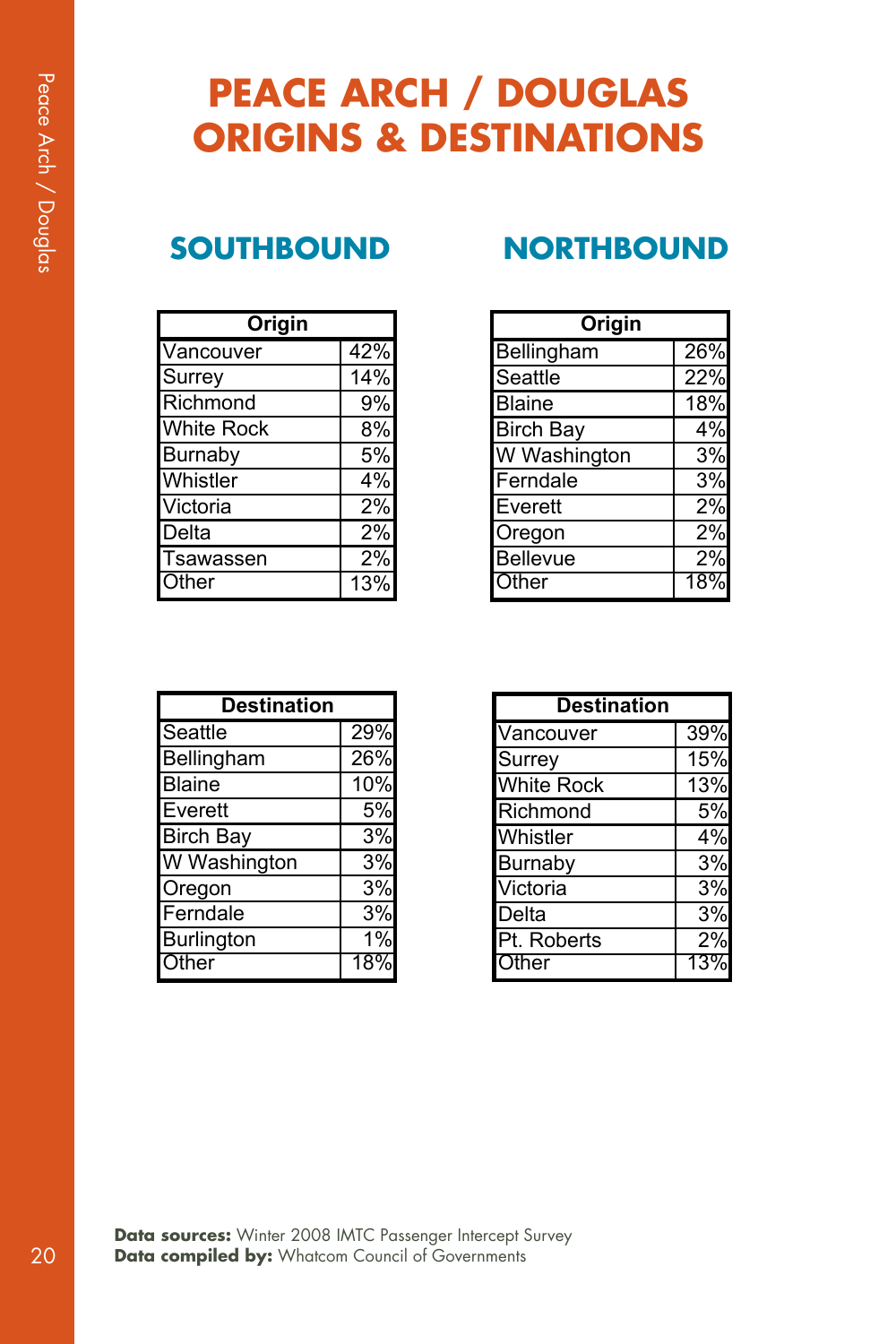# PEACE ARCH / DOUGLAS ORIGINS & DESTINATIONS

## SOUTHBOUND

| Origin | |
|---|---|
| Vancouver | 42% |
| Surrey | 14% |
| Richmond | 9% |
| White Rock | 8% |
| Burnaby | 5% |
| Whistler | 4% |
| Victoria | 2% |
| Delta | 2% |
| Tsawassen | 2% |
| Other | 13% |

| Destination | |
|---|---|
| Seattle | 29% |
| Bellingham | 26% |
| Blaine | 10% |
| Everett | 5% |
| Birch Bay | 3% |
| W Washington | 3% |
| Oregon | 3% |
| Ferndale | 3% |
| Burlington | 1% |
| Other | 18% |

## NORTHBOUND

| Origin | |
|---|---|
| Bellingham | 26% |
| Seattle | 22% |
| Blaine | 18% |
| Birch Bay | 4% |
| W Washington | 3% |
| Ferndale | 3% |
| Everett | 2% |
| Oregon | 2% |
| Bellevue | 2% |
| Other | 18% |

| Destination | |
|---|---|
| Vancouver | 39% |
| Surrey | 15% |
| White Rock | 13% |
| Richmond | 5% |
| Whistler | 4% |
| Burnaby | 3% |
| Victoria | 3% |
| Delta | 3% |
| Pt. Roberts | 2% |
| Other | 13% |

**Data sources:** Winter 2008 IMTC Passenger Intercept Survey
**Data compiled by:** Whatcom Council of Governments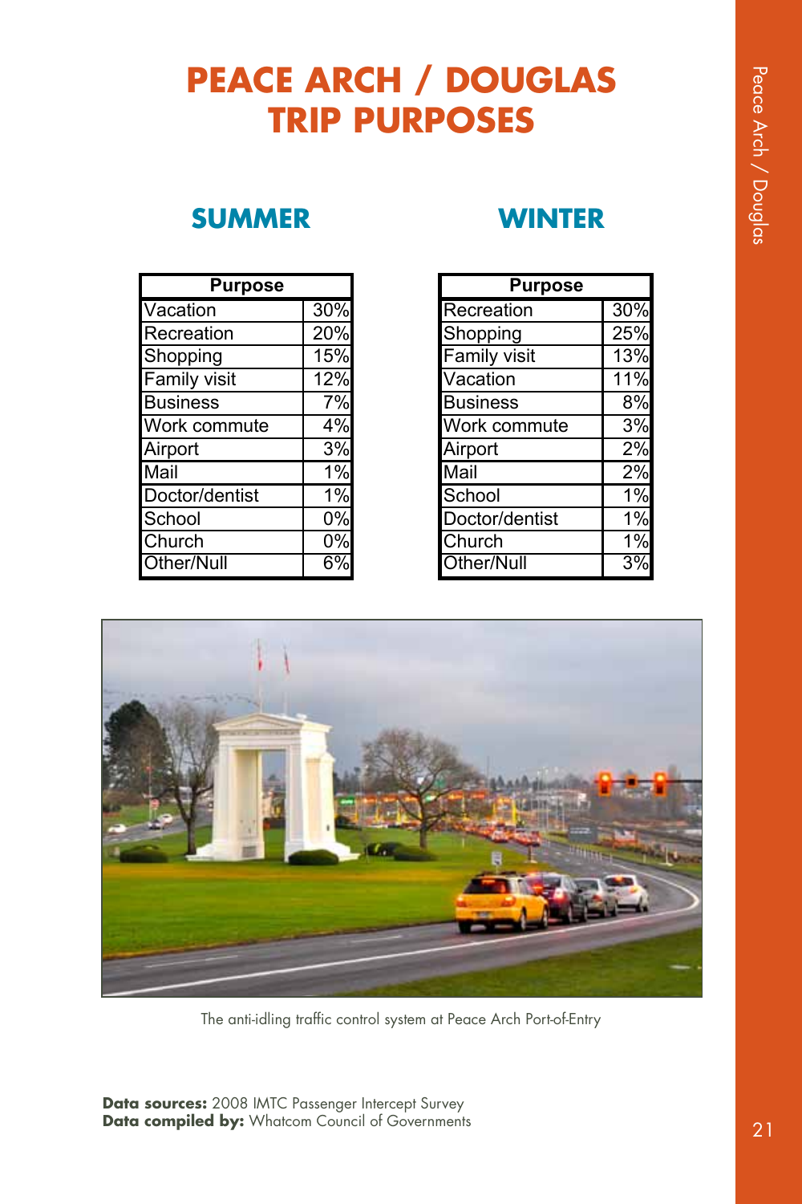# PEACE ARCH / DOUGLAS TRIP PURPOSES

## SUMMER

| Purpose | |
|---|---|
| Vacation | 30% |
| Recreation | 20% |
| Shopping | 15% |
| Family visit | 12% |
| Business | 7% |
| Work commute | 4% |
| Airport | 3% |
| Mail | 1% |
| Doctor/dentist | 1% |
| School | 0% |
| Church | 0% |
| Other/Null | 6% |

## WINTER

| Purpose | |
|---|---|
| Recreation | 30% |
| Shopping | 25% |
| Family visit | 13% |
| Vacation | 11% |
| Business | 8% |
| Work commute | 3% |
| Airport | 2% |
| Mail | 2% |
| School | 1% |
| Doctor/dentist | 1% |
| Church | 1% |
| Other/Null | 3% |

The anti-idling traffic control system at Peace Arch Port-of-Entry

**Data sources:** 2008 IMTC Passenger Intercept Survey
**Data compiled by:** Whatcom Council of Governments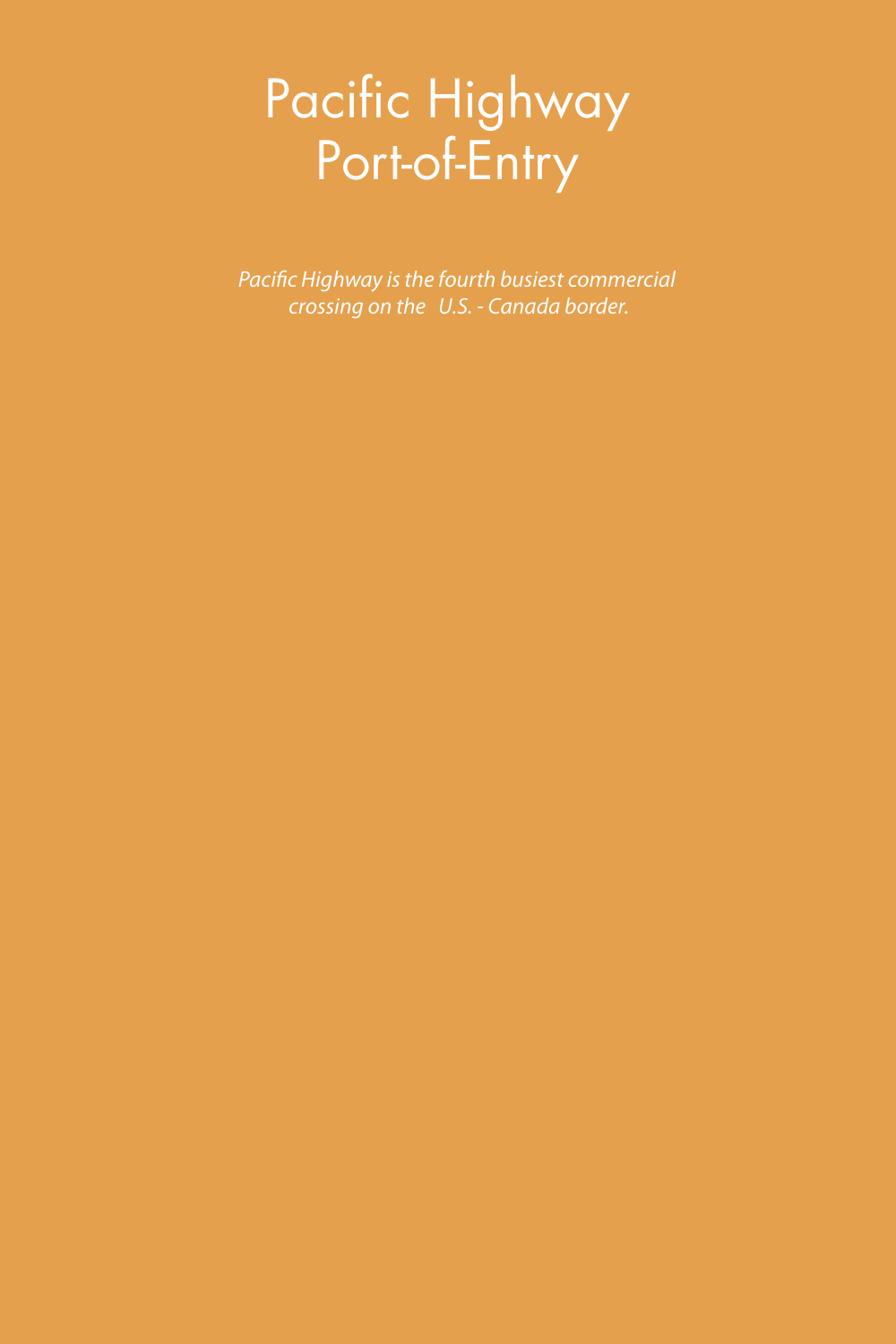# Pacific Highway Port-of-Entry

*Pacific Highway is the fourth busiest commercial crossing on the U.S. - Canada border.*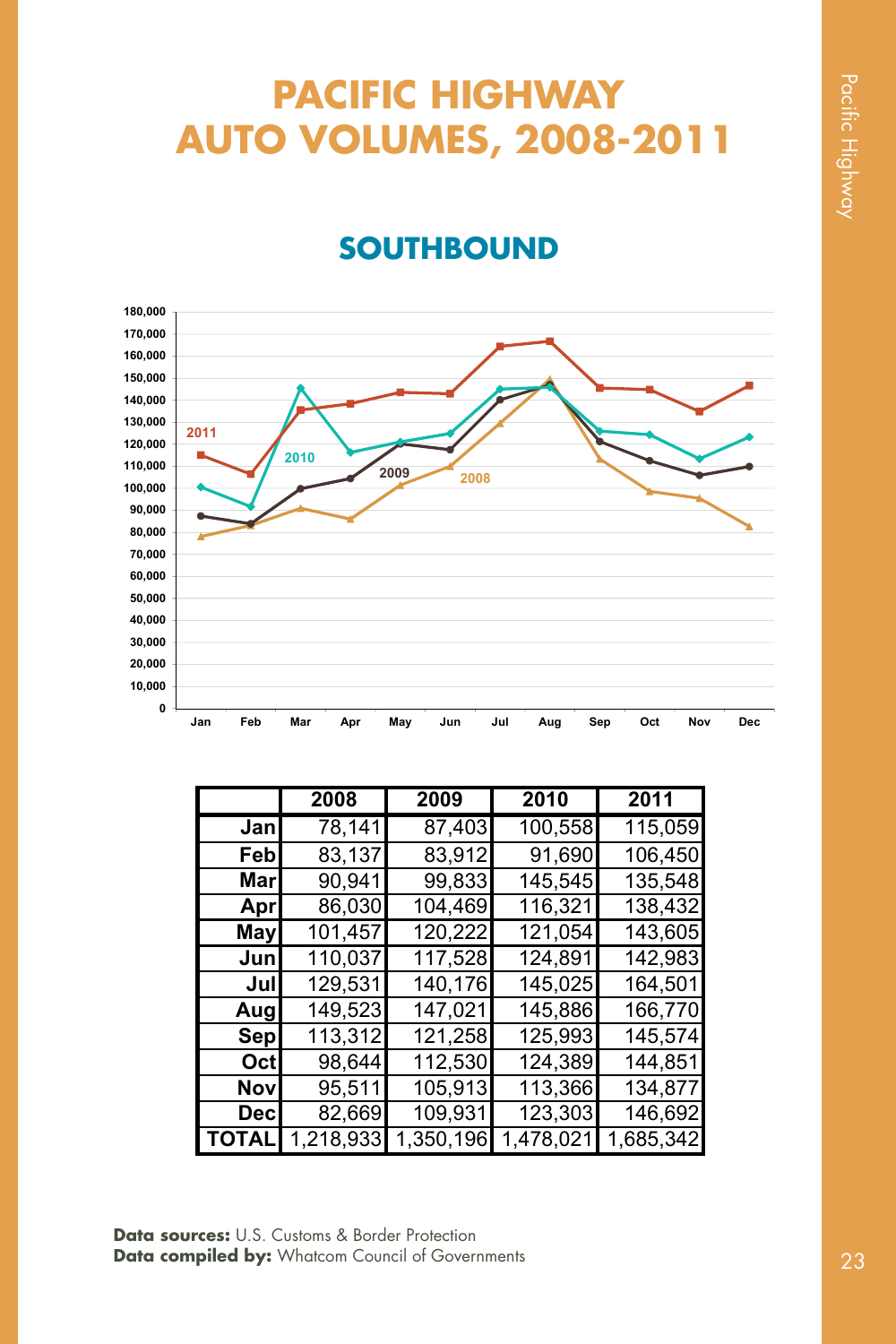# PACIFIC HIGHWAY AUTO VOLUMES, 2008-2011

## SOUTHBOUND

| | 2008 | 2009 | 2010 | 2011 |
|---|---|---|---|---|
| Jan | 78,141 | 87,403 | 100,558 | 115,059 |
| Feb | 83,137 | 83,912 | 91,690 | 106,450 |
| Mar | 90,941 | 99,833 | 145,545 | 135,548 |
| Apr | 86,030 | 104,469 | 116,321 | 138,432 |
| May | 101,457 | 120,222 | 121,054 | 143,605 |
| Jun | 110,037 | 117,528 | 124,891 | 142,983 |
| Jul | 129,531 | 140,176 | 145,025 | 164,501 |
| Aug | 149,523 | 147,021 | 145,886 | 166,770 |
| Sep | 113,312 | 121,258 | 125,993 | 145,574 |
| Oct | 98,644 | 112,530 | 124,389 | 144,851 |
| Nov | 95,511 | 105,913 | 113,366 | 134,877 |
| Dec | 82,669 | 109,931 | 123,303 | 146,692 |
| TOTAL | 1,218,933 | 1,350,196 | 1,478,021 | 1,685,342 |

**Data sources:** U.S. Customs & Border Protection
**Data compiled by:** Whatcom Council of Governments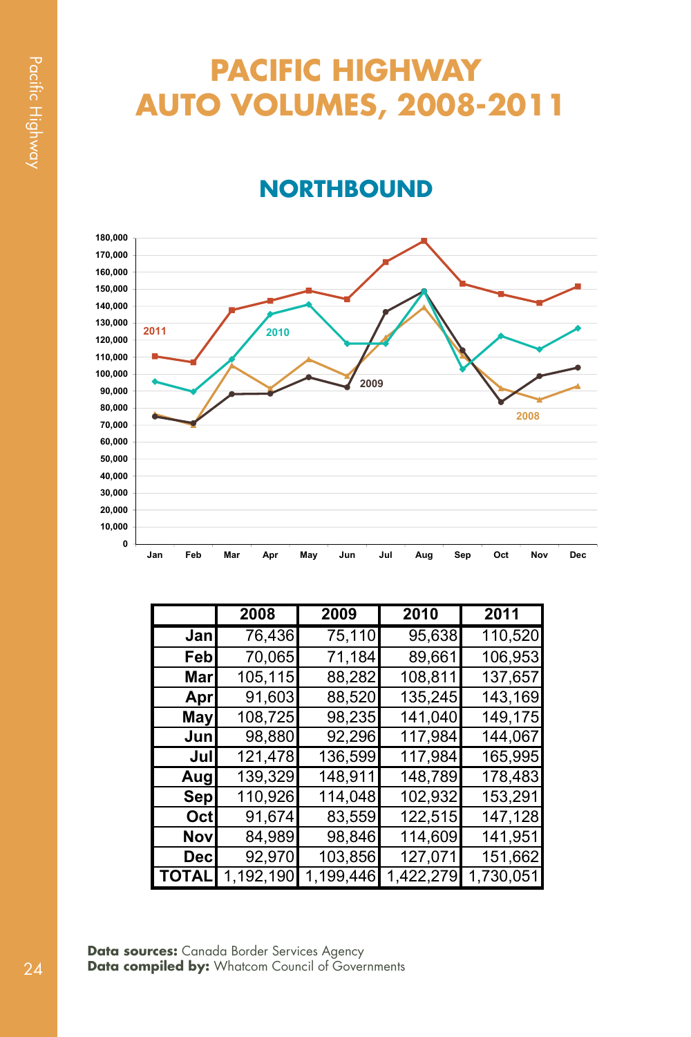# PACIFIC HIGHWAY AUTO VOLUMES, 2008-2011

## NORTHBOUND

| | 2008 | 2009 | 2010 | 2011 |
|---|---|---|---|---|
| Jan | 76,436 | 75,110 | 95,638 | 110,520 |
| Feb | 70,065 | 71,184 | 89,661 | 106,953 |
| Mar | 105,115 | 88,282 | 108,811 | 137,657 |
| Apr | 91,603 | 88,520 | 135,245 | 143,169 |
| May | 108,725 | 98,235 | 141,040 | 149,175 |
| Jun | 98,880 | 92,296 | 117,984 | 144,067 |
| Jul | 121,478 | 136,599 | 117,984 | 165,995 |
| Aug | 139,329 | 148,911 | 148,789 | 178,483 |
| Sep | 110,926 | 114,048 | 102,932 | 153,291 |
| Oct | 91,674 | 83,559 | 122,515 | 147,128 |
| Nov | 84,989 | 98,846 | 114,609 | 141,951 |
| Dec | 92,970 | 103,856 | 127,071 | 151,662 |
| TOTAL | 1,192,190 | 1,199,446 | 1,422,279 | 1,730,051 |

**Data sources:** Canada Border Services Agency
**Data compiled by:** Whatcom Council of Governments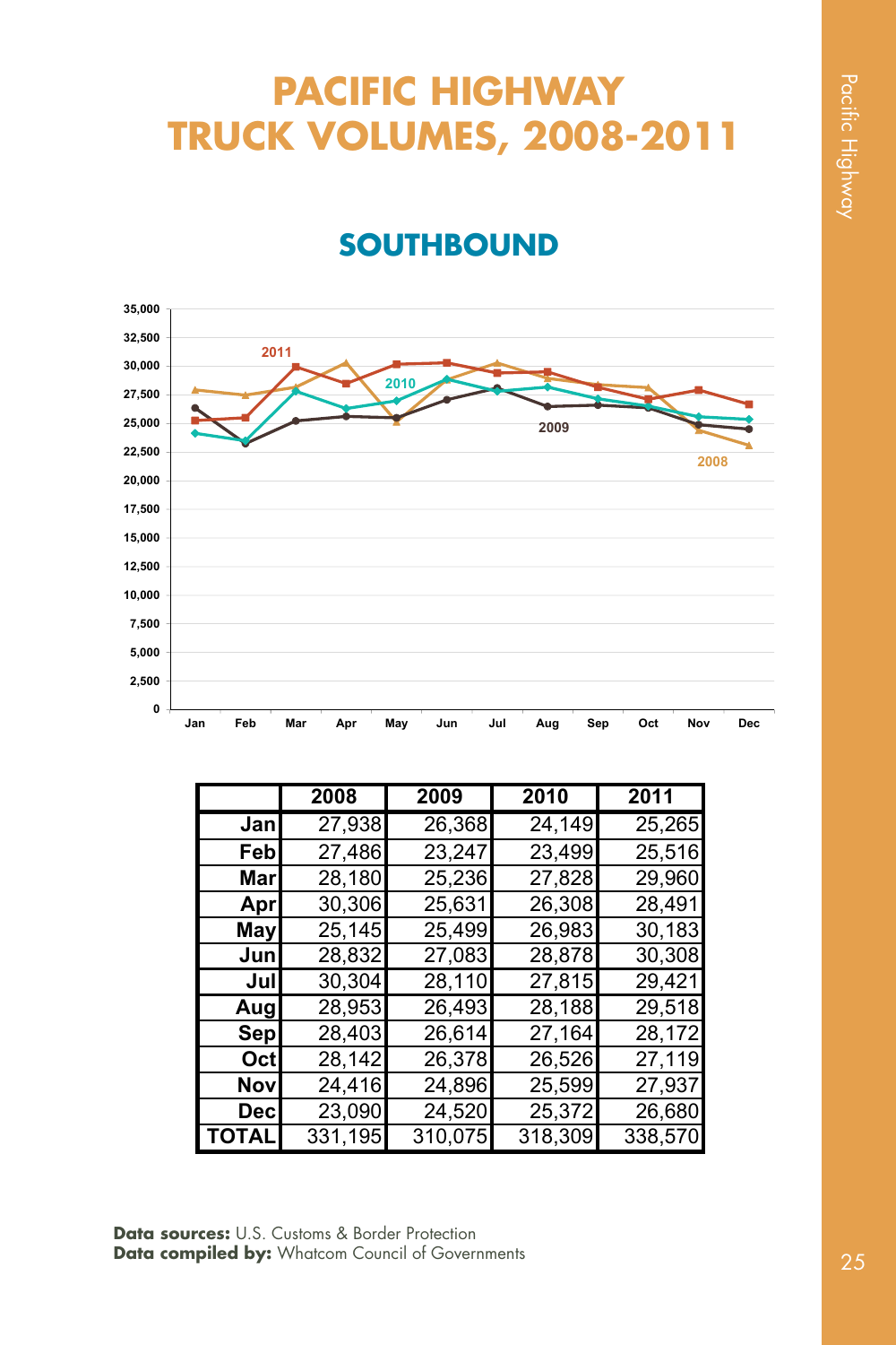# PACIFIC HIGHWAY TRUCK VOLUMES, 2008-2011

## SOUTHBOUND

| | 2008 | 2009 | 2010 | 2011 |
|---|---|---|---|---|
| Jan | 27,938 | 26,368 | 24,149 | 25,265 |
| Feb | 27,486 | 23,247 | 23,499 | 25,516 |
| Mar | 28,180 | 25,236 | 27,828 | 29,960 |
| Apr | 30,306 | 25,631 | 26,308 | 28,491 |
| May | 25,145 | 25,499 | 26,983 | 30,183 |
| Jun | 28,832 | 27,083 | 28,878 | 30,308 |
| Jul | 30,304 | 28,110 | 27,815 | 29,421 |
| Aug | 28,953 | 26,493 | 28,188 | 29,518 |
| Sep | 28,403 | 26,614 | 27,164 | 28,172 |
| Oct | 28,142 | 26,378 | 26,526 | 27,119 |
| Nov | 24,416 | 24,896 | 25,599 | 27,937 |
| Dec | 23,090 | 24,520 | 25,372 | 26,680 |
| TOTAL | 331,195 | 310,075 | 318,309 | 338,570 |

**Data sources:** U.S. Customs & Border Protection
**Data compiled by:** Whatcom Council of Governments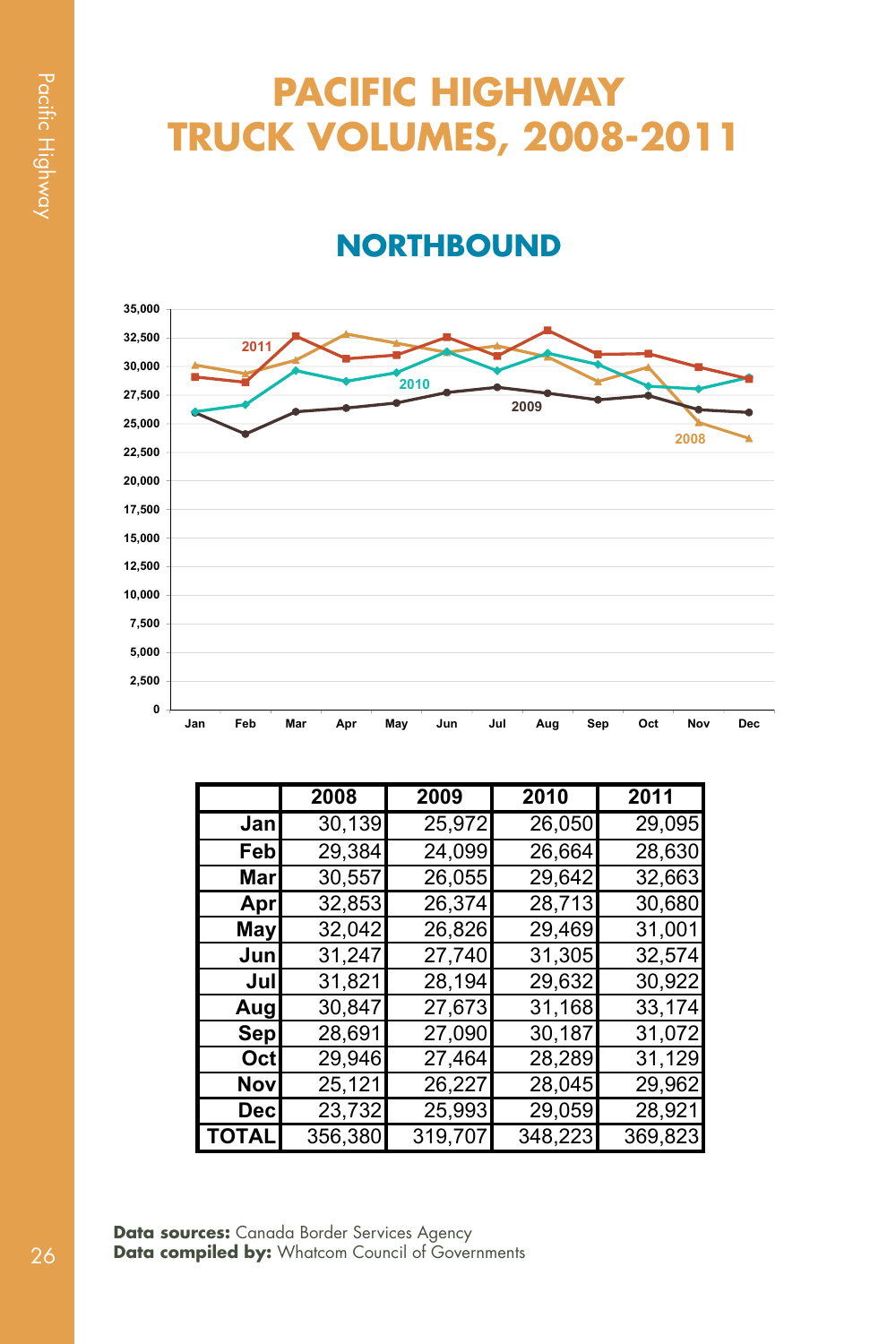# PACIFIC HIGHWAY TRUCK VOLUMES, 2008-2011

## NORTHBOUND

| | 2008 | 2009 | 2010 | 2011 |
|---|---|---|---|---|
| Jan | 30,139 | 25,972 | 26,050 | 29,095 |
| Feb | 29,384 | 24,099 | 26,664 | 28,630 |
| Mar | 30,557 | 26,055 | 29,642 | 32,663 |
| Apr | 32,853 | 26,374 | 28,713 | 30,680 |
| May | 32,042 | 26,826 | 29,469 | 31,001 |
| Jun | 31,247 | 27,740 | 31,305 | 32,574 |
| Jul | 31,821 | 28,194 | 29,632 | 30,922 |
| Aug | 30,847 | 27,673 | 31,168 | 33,174 |
| Sep | 28,691 | 27,090 | 30,187 | 31,072 |
| Oct | 29,946 | 27,464 | 28,289 | 31,129 |
| Nov | 25,121 | 26,227 | 28,045 | 29,962 |
| Dec | 23,732 | 25,993 | 29,059 | 28,921 |
| TOTAL | 356,380 | 319,707 | 348,223 | 369,823 |

**Data sources:** Canada Border Services Agency
**Data compiled by:** Whatcom Council of Governments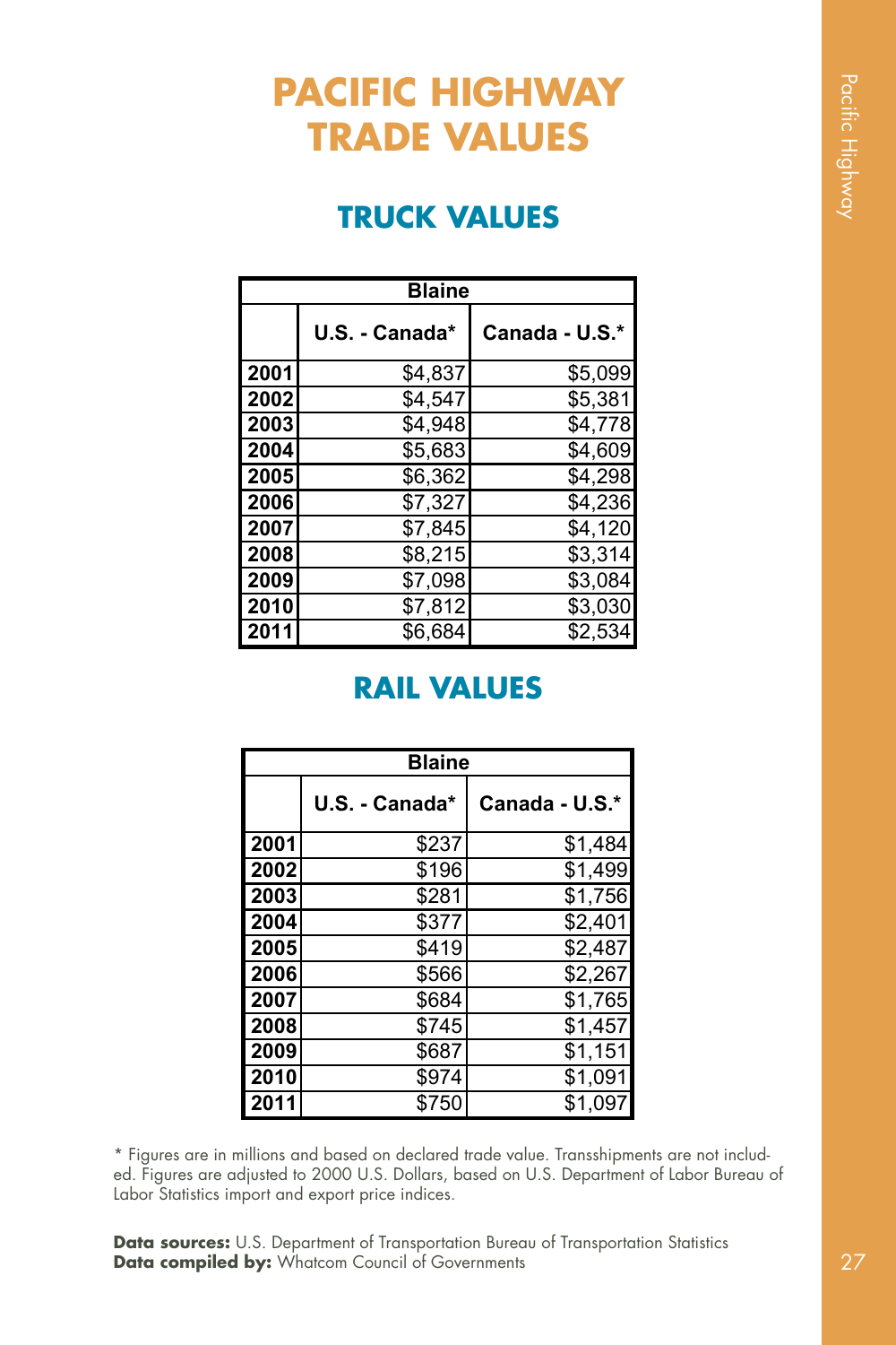# PACIFIC HIGHWAY TRADE VALUES

## TRUCK VALUES

| Blaine | | |
|---|---|---|
| | U.S. - Canada* | Canada - U.S.* |
| 2001 | $4,837 | $5,099 |
| 2002 | $4,547 | $5,381 |
| 2003 | $4,948 | $4,778 |
| 2004 | $5,683 | $4,609 |
| 2005 | $6,362 | $4,298 |
| 2006 | $7,327 | $4,236 |
| 2007 | $7,845 | $4,120 |
| 2008 | $8,215 | $3,314 |
| 2009 | $7,098 | $3,084 |
| 2010 | $7,812 | $3,030 |
| 2011 | $6,684 | $2,534 |

## RAIL VALUES

| Blaine | | |
|---|---|---|
| | U.S. - Canada* | Canada - U.S.* |
| 2001 | $237 | $1,484 |
| 2002 | $196 | $1,499 |
| 2003 | $281 | $1,756 |
| 2004 | $377 | $2,401 |
| 2005 | $419 | $2,487 |
| 2006 | $566 | $2,267 |
| 2007 | $684 | $1,765 |
| 2008 | $745 | $1,457 |
| 2009 | $687 | $1,151 |
| 2010 | $974 | $1,091 |
| 2011 | $750 | $1,097 |

* Figures are in millions and based on declared trade value. Transshipments are not included. Figures are adjusted to 2000 U.S. Dollars, based on U.S. Department of Labor Bureau of Labor Statistics import and export price indices.

**Data sources:** U.S. Department of Transportation Bureau of Transportation Statistics
**Data compiled by:** Whatcom Council of Governments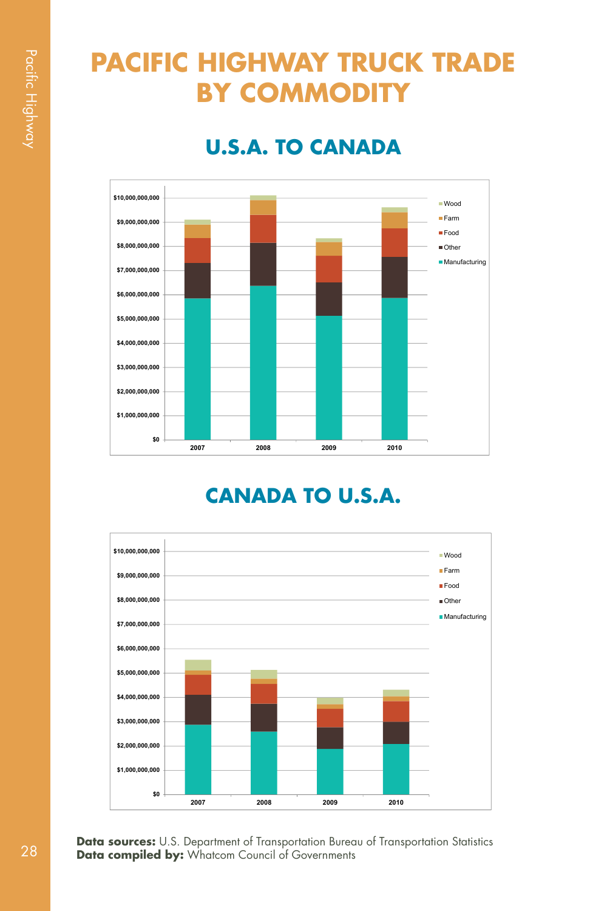# PACIFIC HIGHWAY TRUCK TRADE BY COMMODITY

## U.S.A. TO CANADA

## CANADA TO U.S.A.

**Data sources:** U.S. Department of Transportation Bureau of Transportation Statistics
**Data compiled by:** Whatcom Council of Governments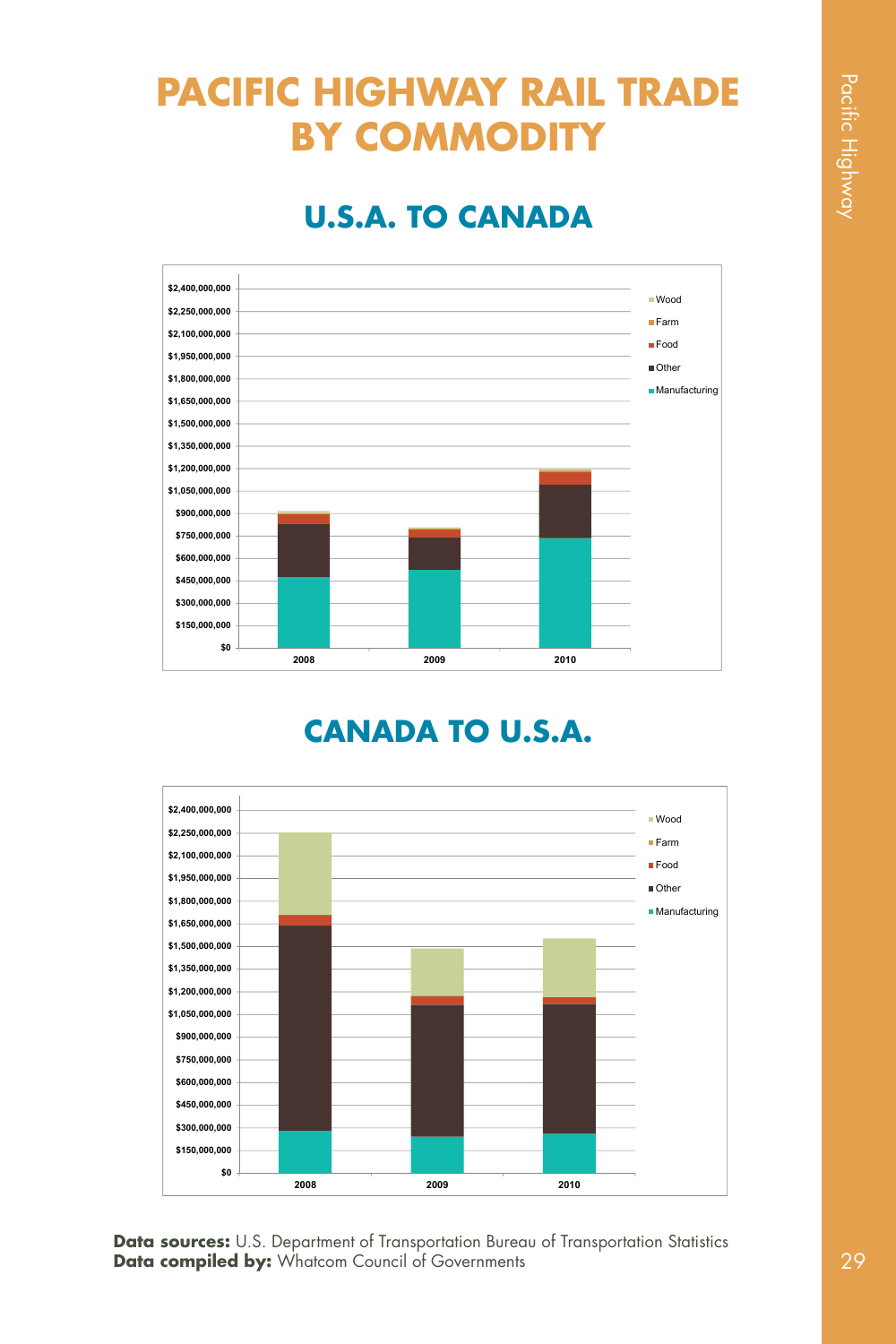# PACIFIC HIGHWAY RAIL TRADE BY COMMODITY

## U.S.A. TO CANADA

## CANADA TO U.S.A.

**Data sources:** U.S. Department of Transportation Bureau of Transportation Statistics
**Data compiled by:** Whatcom Council of Governments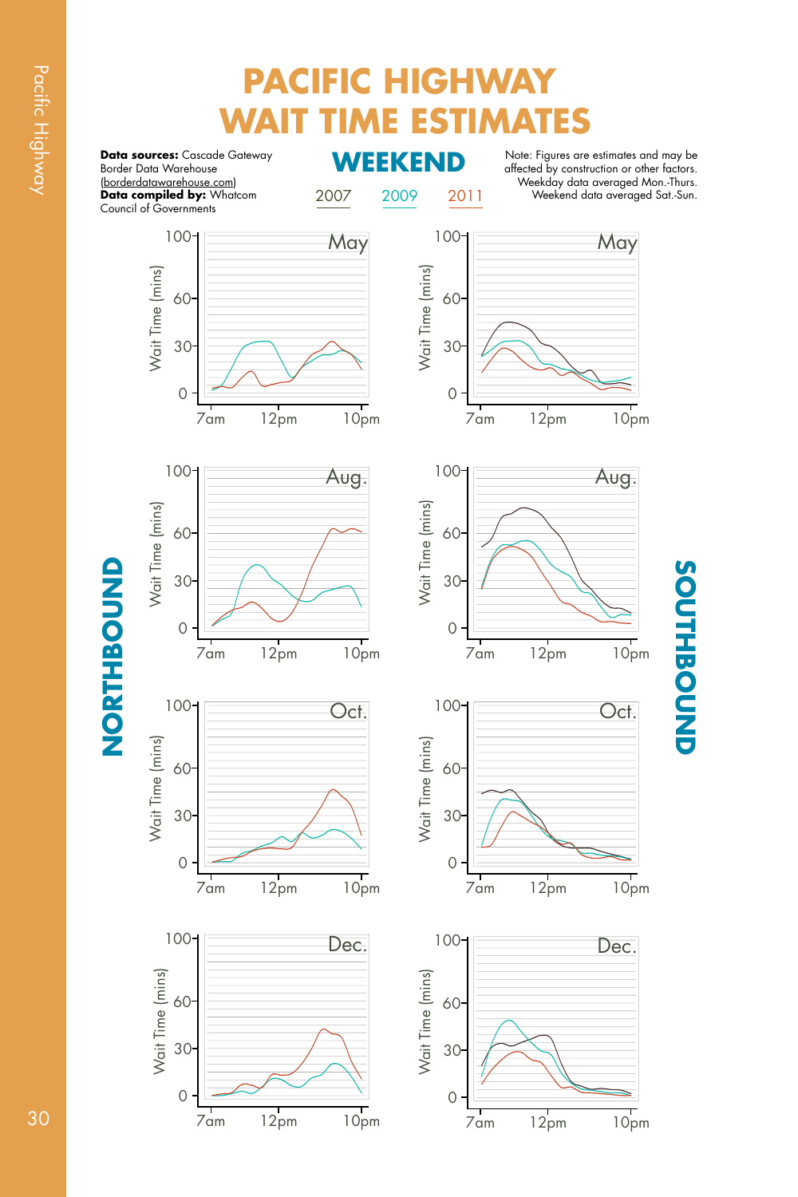# PACIFIC HIGHWAY WAIT TIME ESTIMATES

## WEEKEND

2007 2009 2011

**Data sources:** Cascade Gateway Border Data Warehouse (borderdatawarehouse.com)
**Data compiled by:** Whatcom Council of Governments

Note: Figures are estimates and may be affected by construction or other factors. Weekday data averaged Mon.-Thurs. Weekend data averaged Sat.-Sun.

**NORTHBOUND**

**SOUTHBOUND**

May

Aug.

Oct.

Dec.

Wait Time (mins)

0 30 60 100

7am 12pm 10pm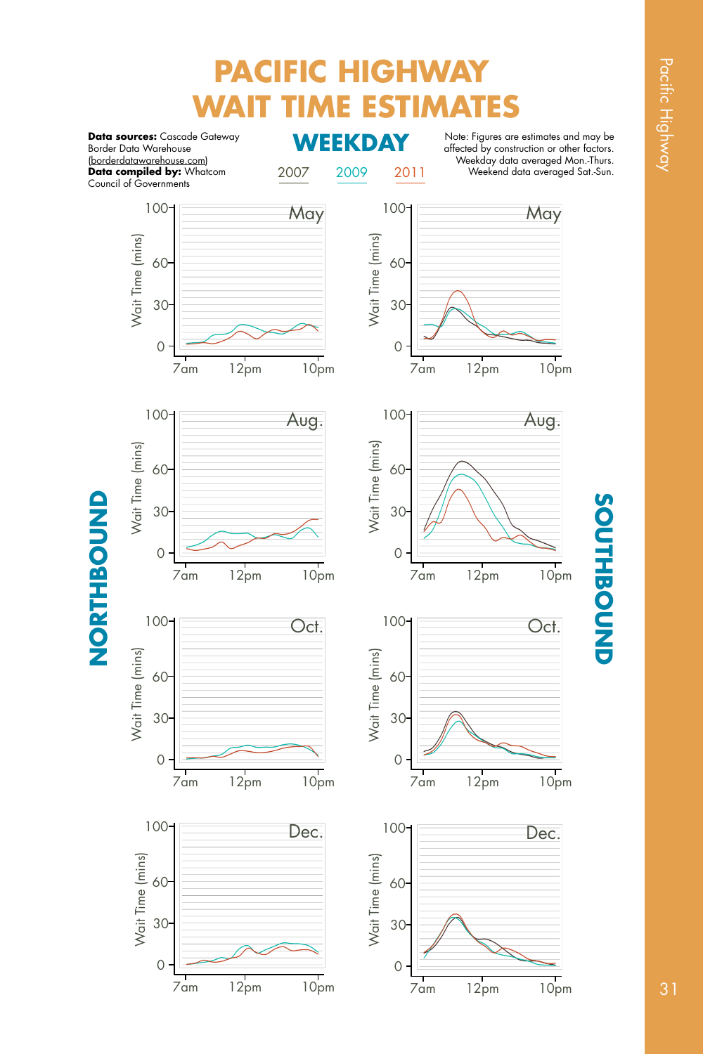# PACIFIC HIGHWAY WAIT TIME ESTIMATES

**Data sources:** Cascade Gateway Border Data Warehouse (borderdatawarehouse.com)
**Data compiled by:** Whatcom Council of Governments

## WEEKDAY

2007 2009 2011

Note: Figures are estimates and may be affected by construction or other factors. Weekday data averaged Mon.-Thurs. Weekend data averaged Sat.-Sun.

**NORTHBOUND**

**SOUTHBOUND**

May

Aug.

Oct.

Dec.

Wait Time (mins)

0 30 60 100

7am 12pm 10pm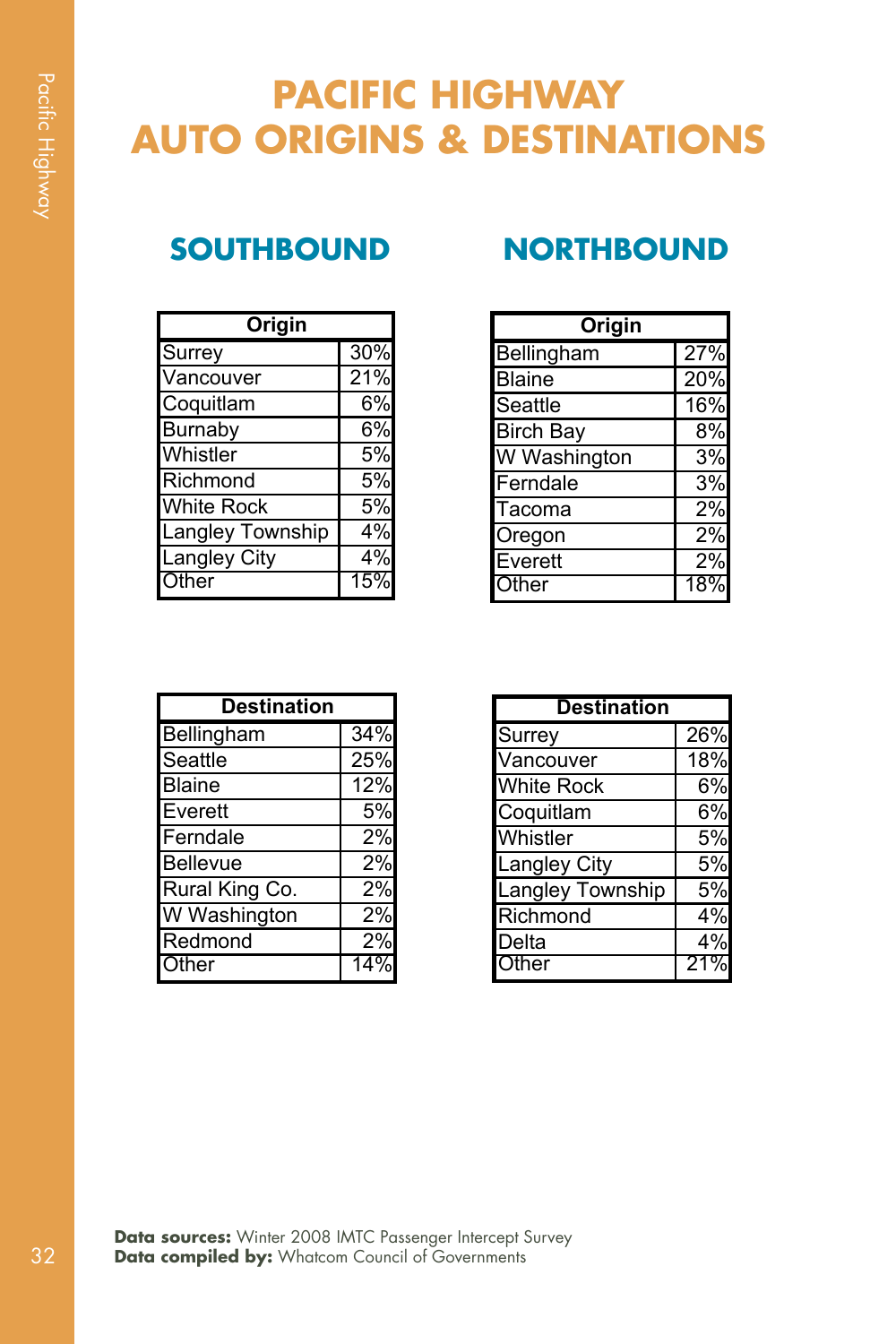# PACIFIC HIGHWAY AUTO ORIGINS & DESTINATIONS

## SOUTHBOUND

| Origin | |
|---|---|
| Surrey | 30% |
| Vancouver | 21% |
| Coquitlam | 6% |
| Burnaby | 6% |
| Whistler | 5% |
| Richmond | 5% |
| White Rock | 5% |
| Langley Township | 4% |
| Langley City | 4% |
| Other | 15% |

| Destination | |
|---|---|
| Bellingham | 34% |
| Seattle | 25% |
| Blaine | 12% |
| Everett | 5% |
| Ferndale | 2% |
| Bellevue | 2% |
| Rural King Co. | 2% |
| W Washington | 2% |
| Redmond | 2% |
| Other | 14% |

## NORTHBOUND

| Origin | |
|---|---|
| Bellingham | 27% |
| Blaine | 20% |
| Seattle | 16% |
| Birch Bay | 8% |
| W Washington | 3% |
| Ferndale | 3% |
| Tacoma | 2% |
| Oregon | 2% |
| Everett | 2% |
| Other | 18% |

| Destination | |
|---|---|
| Surrey | 26% |
| Vancouver | 18% |
| White Rock | 6% |
| Coquitlam | 6% |
| Whistler | 5% |
| Langley City | 5% |
| Langley Township | 5% |
| Richmond | 4% |
| Delta | 4% |
| Other | 21% |

**Data sources:** Winter 2008 IMTC Passenger Intercept Survey
**Data compiled by:** Whatcom Council of Governments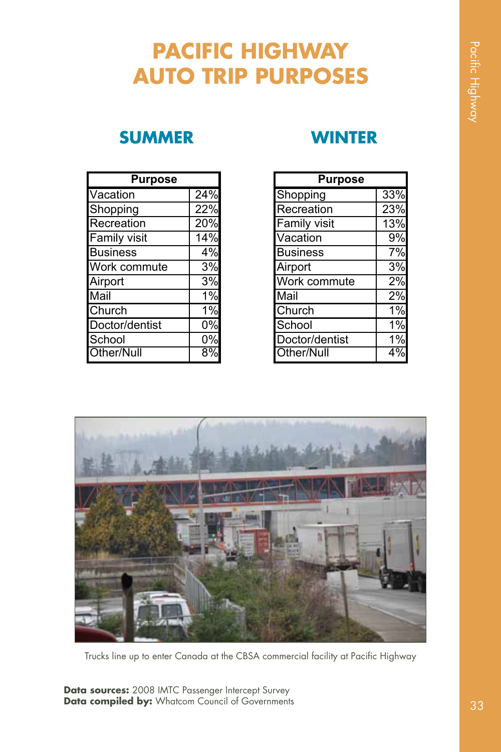# PACIFIC HIGHWAY AUTO TRIP PURPOSES

## SUMMER

| Purpose | |
|---|---|
| Vacation | 24% |
| Shopping | 22% |
| Recreation | 20% |
| Family visit | 14% |
| Business | 4% |
| Work commute | 3% |
| Airport | 3% |
| Mail | 1% |
| Church | 1% |
| Doctor/dentist | 0% |
| School | 0% |
| Other/Null | 8% |

## WINTER

| Purpose | |
|---|---|
| Shopping | 33% |
| Recreation | 23% |
| Family visit | 13% |
| Vacation | 9% |
| Business | 7% |
| Airport | 3% |
| Work commute | 2% |
| Mail | 2% |
| Church | 1% |
| School | 1% |
| Doctor/dentist | 1% |
| Other/Null | 4% |

Trucks line up to enter Canada at the CBSA commercial facility at Pacific Highway

**Data sources:** 2008 IMTC Passenger Intercept Survey
**Data compiled by:** Whatcom Council of Governments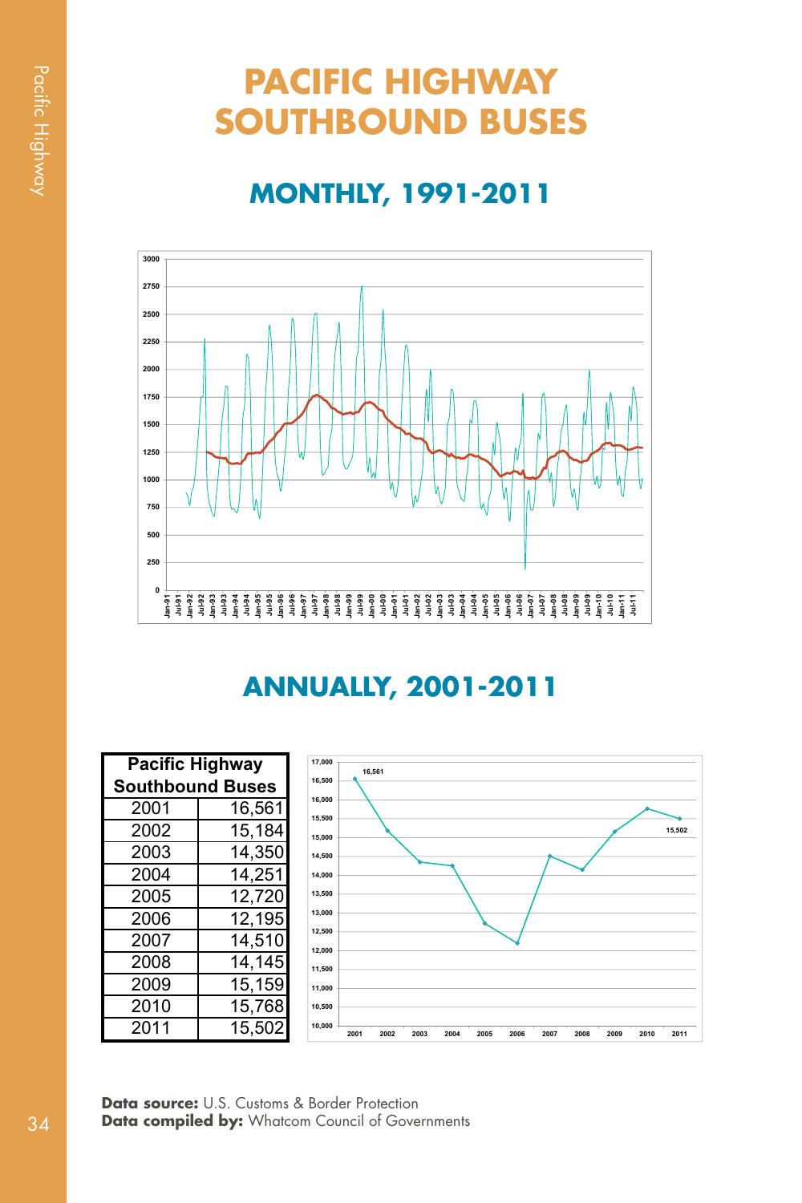# PACIFIC HIGHWAY SOUTHBOUND BUSES

## MONTHLY, 1991-2011

## ANNUALLY, 2001-2011

| Pacific Highway Southbound Buses | |
|---|---|
| 2001 | 16,561 |
| 2002 | 15,184 |
| 2003 | 14,350 |
| 2004 | 14,251 |
| 2005 | 12,720 |
| 2006 | 12,195 |
| 2007 | 14,510 |
| 2008 | 14,145 |
| 2009 | 15,159 |
| 2010 | 15,768 |
| 2011 | 15,502 |

**Data source:** U.S. Customs & Border Protection
**Data compiled by:** Whatcom Council of Governments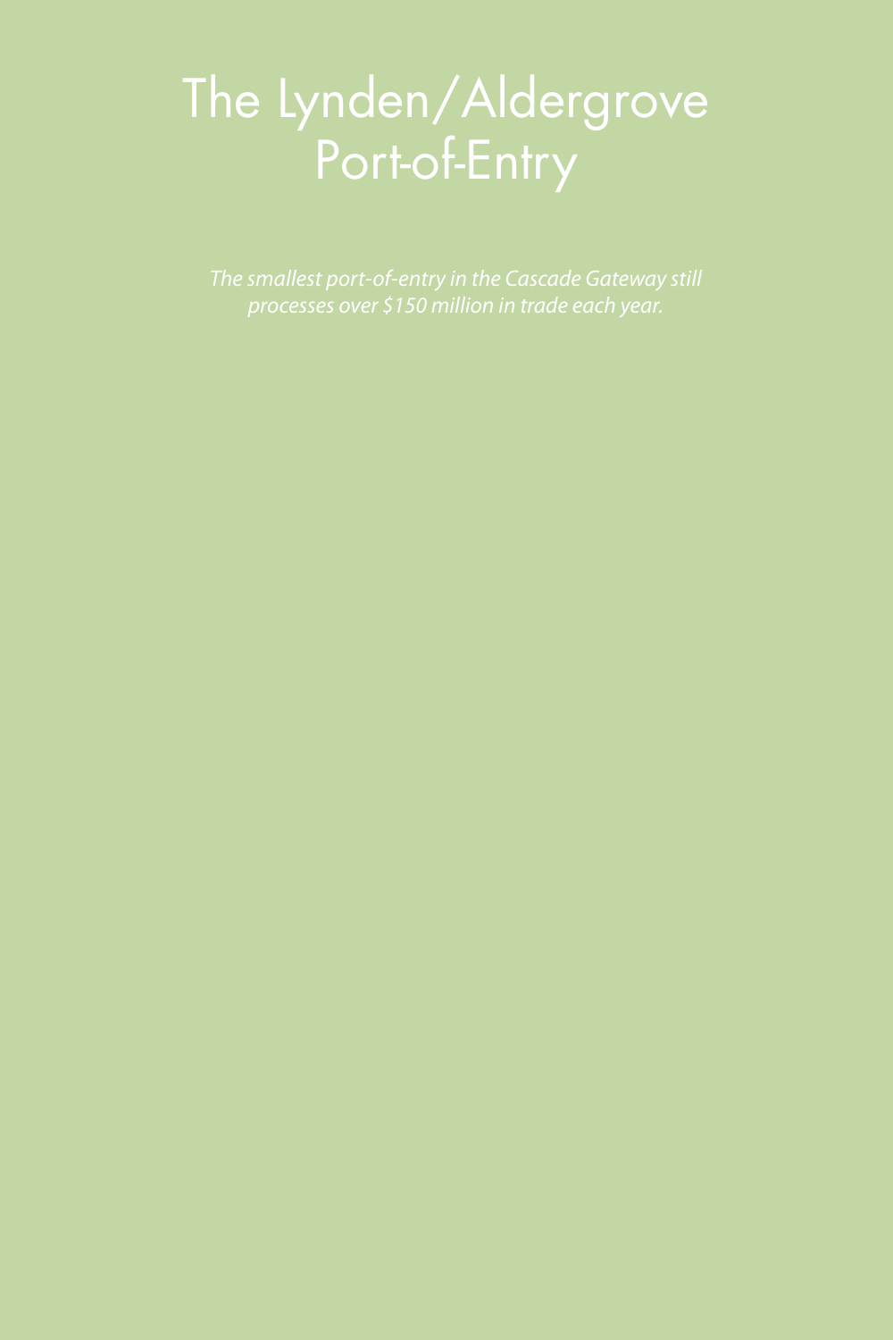# The Lynden/Aldergrove Port-of-Entry

*The smallest port-of-entry in the Cascade Gateway still processes over $150 million in trade each year.*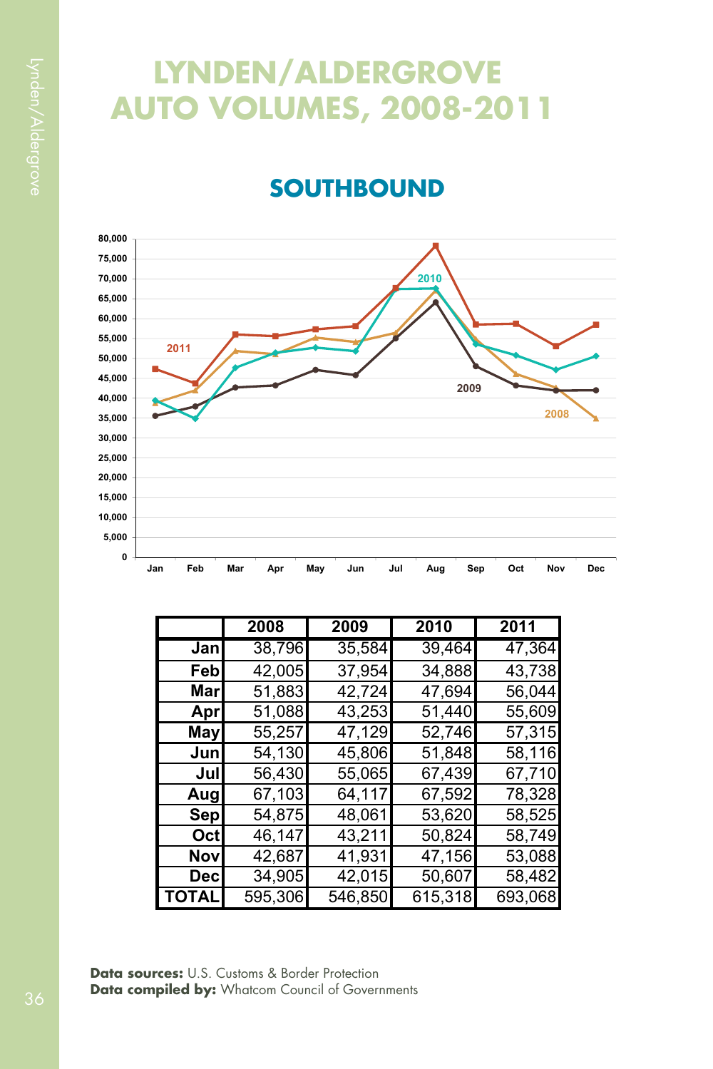# LYNDEN/ALDERGROVE AUTO VOLUMES, 2008-2011

## SOUTHBOUND

|  | 2008 | 2009 | 2010 | 2011 |
|---|---|---|---|---|
| Jan | 38,796 | 35,584 | 39,464 | 47,364 |
| Feb | 42,005 | 37,954 | 34,888 | 43,738 |
| Mar | 51,883 | 42,724 | 47,694 | 56,044 |
| Apr | 51,088 | 43,253 | 51,440 | 55,609 |
| May | 55,257 | 47,129 | 52,746 | 57,315 |
| Jun | 54,130 | 45,806 | 51,848 | 58,116 |
| Jul | 56,430 | 55,065 | 67,439 | 67,710 |
| Aug | 67,103 | 64,117 | 67,592 | 78,328 |
| Sep | 54,875 | 48,061 | 53,620 | 58,525 |
| Oct | 46,147 | 43,211 | 50,824 | 58,749 |
| Nov | 42,687 | 41,931 | 47,156 | 53,088 |
| Dec | 34,905 | 42,015 | 50,607 | 58,482 |
| TOTAL | 595,306 | 546,850 | 615,318 | 693,068 |

**Data sources:** U.S. Customs & Border Protection
**Data compiled by:** Whatcom Council of Governments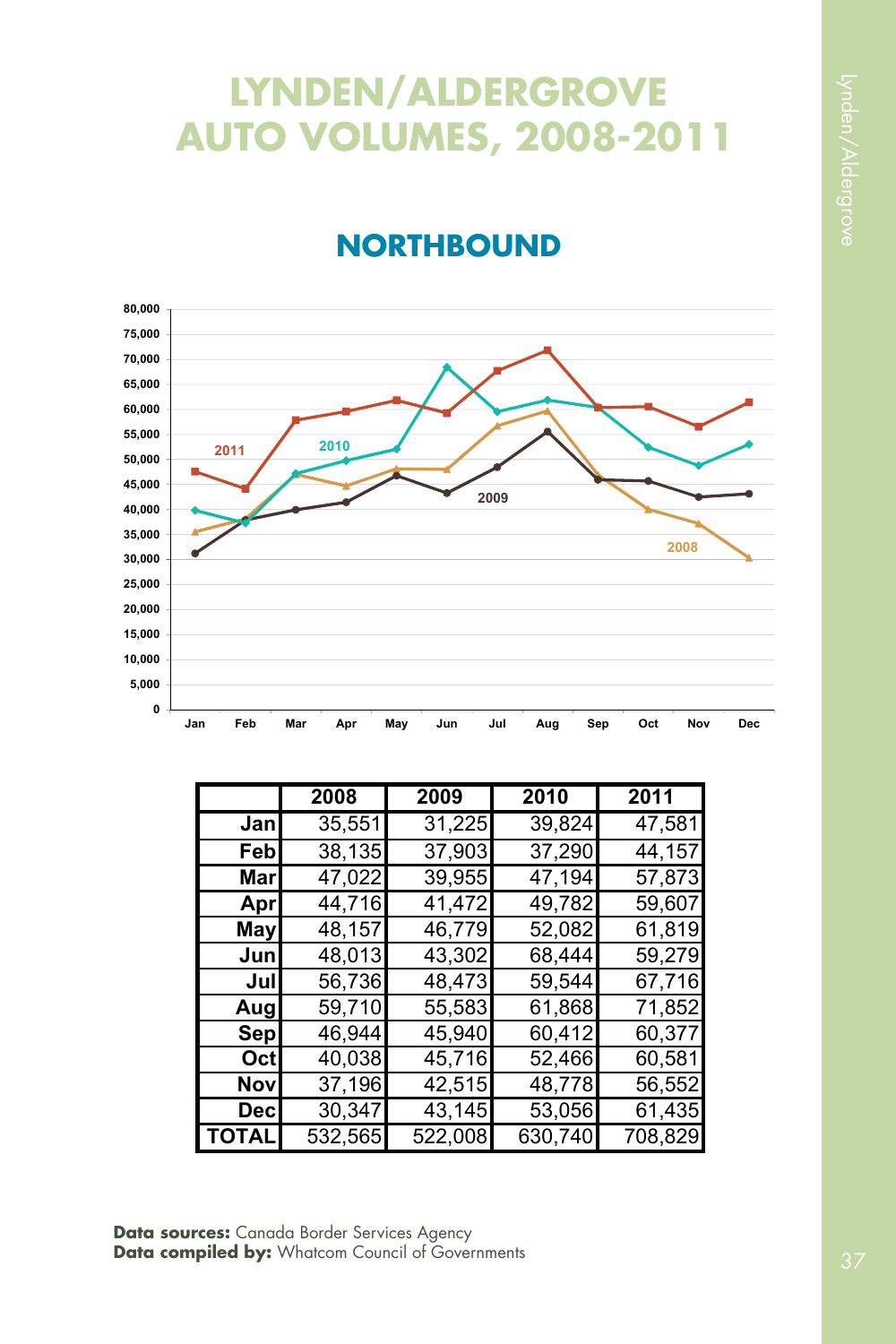# LYNDEN/ALDERGROVE AUTO VOLUMES, 2008-2011

## NORTHBOUND

|  | 2008 | 2009 | 2010 | 2011 |
|---|---|---|---|---|
| Jan | 35,551 | 31,225 | 39,824 | 47,581 |
| Feb | 38,135 | 37,903 | 37,290 | 44,157 |
| Mar | 47,022 | 39,955 | 47,194 | 57,873 |
| Apr | 44,716 | 41,472 | 49,782 | 59,607 |
| May | 48,157 | 46,779 | 52,082 | 61,819 |
| Jun | 48,013 | 43,302 | 68,444 | 59,279 |
| Jul | 56,736 | 48,473 | 59,544 | 67,716 |
| Aug | 59,710 | 55,583 | 61,868 | 71,852 |
| Sep | 46,944 | 45,940 | 60,412 | 60,377 |
| Oct | 40,038 | 45,716 | 52,466 | 60,581 |
| Nov | 37,196 | 42,515 | 48,778 | 56,552 |
| Dec | 30,347 | 43,145 | 53,056 | 61,435 |
| TOTAL | 532,565 | 522,008 | 630,740 | 708,829 |

**Data sources:** Canada Border Services Agency
**Data compiled by:** Whatcom Council of Governments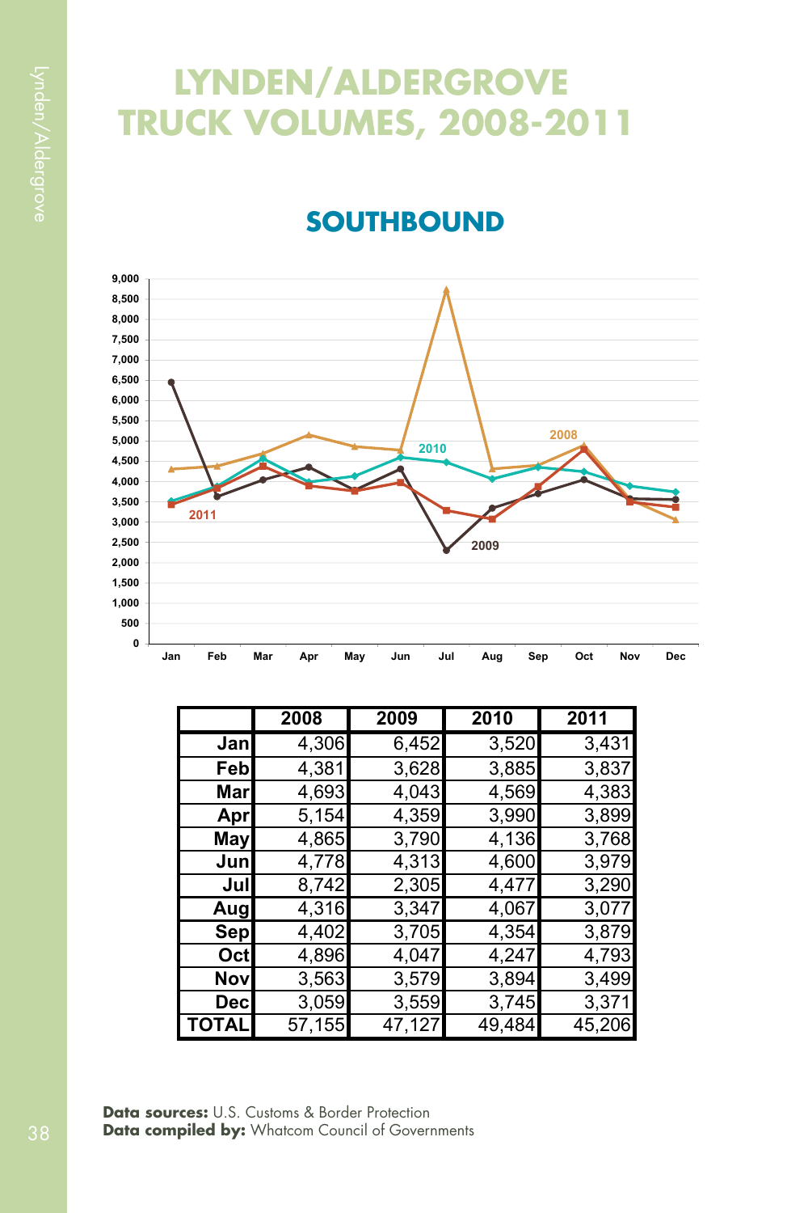# LYNDEN/ALDERGROVE TRUCK VOLUMES, 2008-2011

## SOUTHBOUND

|  | 2008 | 2009 | 2010 | 2011 |
|---|---|---|---|---|
| Jan | 4,306 | 6,452 | 3,520 | 3,431 |
| Feb | 4,381 | 3,628 | 3,885 | 3,837 |
| Mar | 4,693 | 4,043 | 4,569 | 4,383 |
| Apr | 5,154 | 4,359 | 3,990 | 3,899 |
| May | 4,865 | 3,790 | 4,136 | 3,768 |
| Jun | 4,778 | 4,313 | 4,600 | 3,979 |
| Jul | 8,742 | 2,305 | 4,477 | 3,290 |
| Aug | 4,316 | 3,347 | 4,067 | 3,077 |
| Sep | 4,402 | 3,705 | 4,354 | 3,879 |
| Oct | 4,896 | 4,047 | 4,247 | 4,793 |
| Nov | 3,563 | 3,579 | 3,894 | 3,499 |
| Dec | 3,059 | 3,559 | 3,745 | 3,371 |
| TOTAL | 57,155 | 47,127 | 49,484 | 45,206 |

**Data sources:** U.S. Customs & Border Protection
**Data compiled by:** Whatcom Council of Governments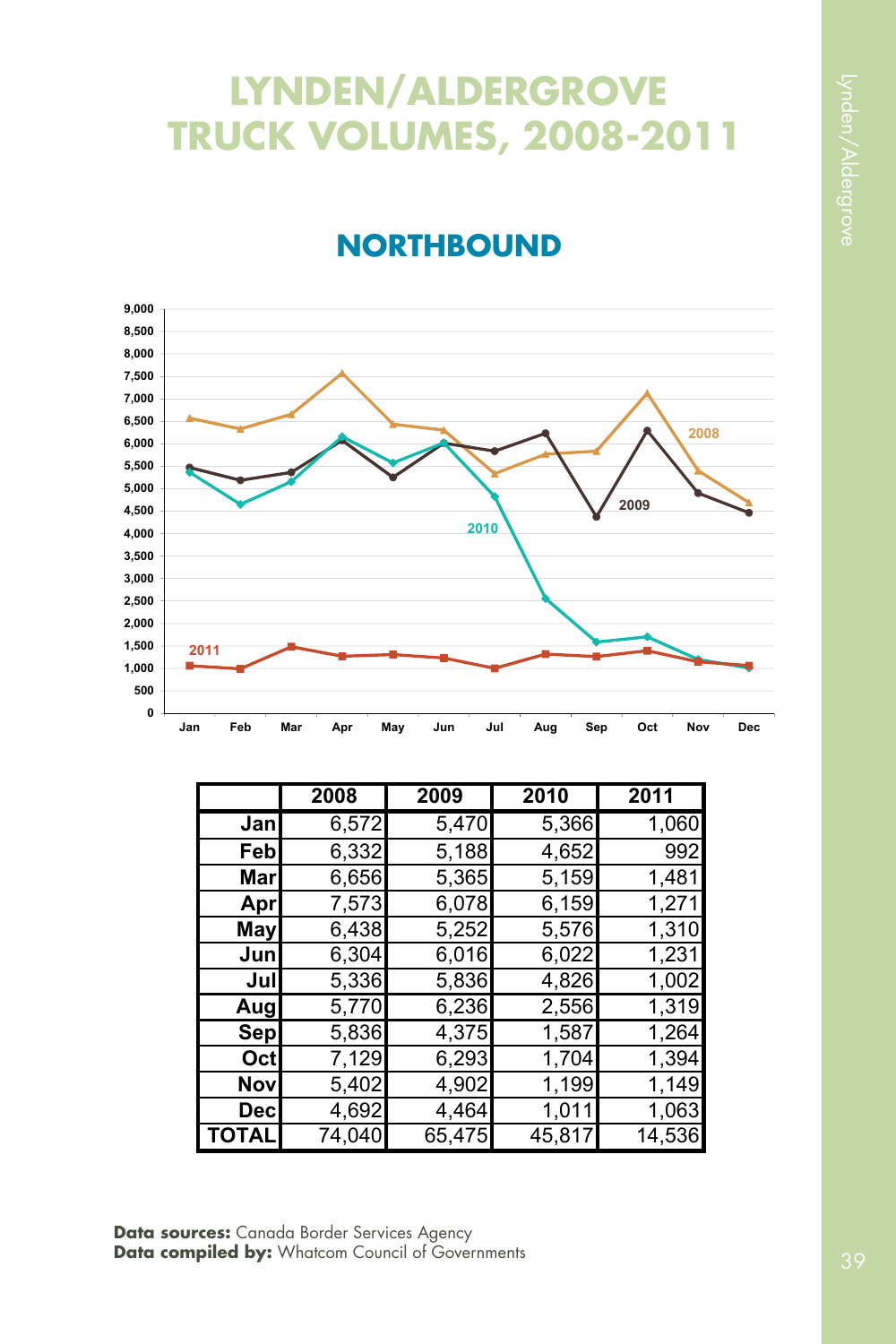# LYNDEN/ALDERGROVE TRUCK VOLUMES, 2008-2011

## NORTHBOUND

|  | 2008 | 2009 | 2010 | 2011 |
|---|---|---|---|---|
| Jan | 6,572 | 5,470 | 5,366 | 1,060 |
| Feb | 6,332 | 5,188 | 4,652 | 992 |
| Mar | 6,656 | 5,365 | 5,159 | 1,481 |
| Apr | 7,573 | 6,078 | 6,159 | 1,271 |
| May | 6,438 | 5,252 | 5,576 | 1,310 |
| Jun | 6,304 | 6,016 | 6,022 | 1,231 |
| Jul | 5,336 | 5,836 | 4,826 | 1,002 |
| Aug | 5,770 | 6,236 | 2,556 | 1,319 |
| Sep | 5,836 | 4,375 | 1,587 | 1,264 |
| Oct | 7,129 | 6,293 | 1,704 | 1,394 |
| Nov | 5,402 | 4,902 | 1,199 | 1,149 |
| Dec | 4,692 | 4,464 | 1,011 | 1,063 |
| TOTAL | 74,040 | 65,475 | 45,817 | 14,536 |

**Data sources:** Canada Border Services Agency
**Data compiled by:** Whatcom Council of Governments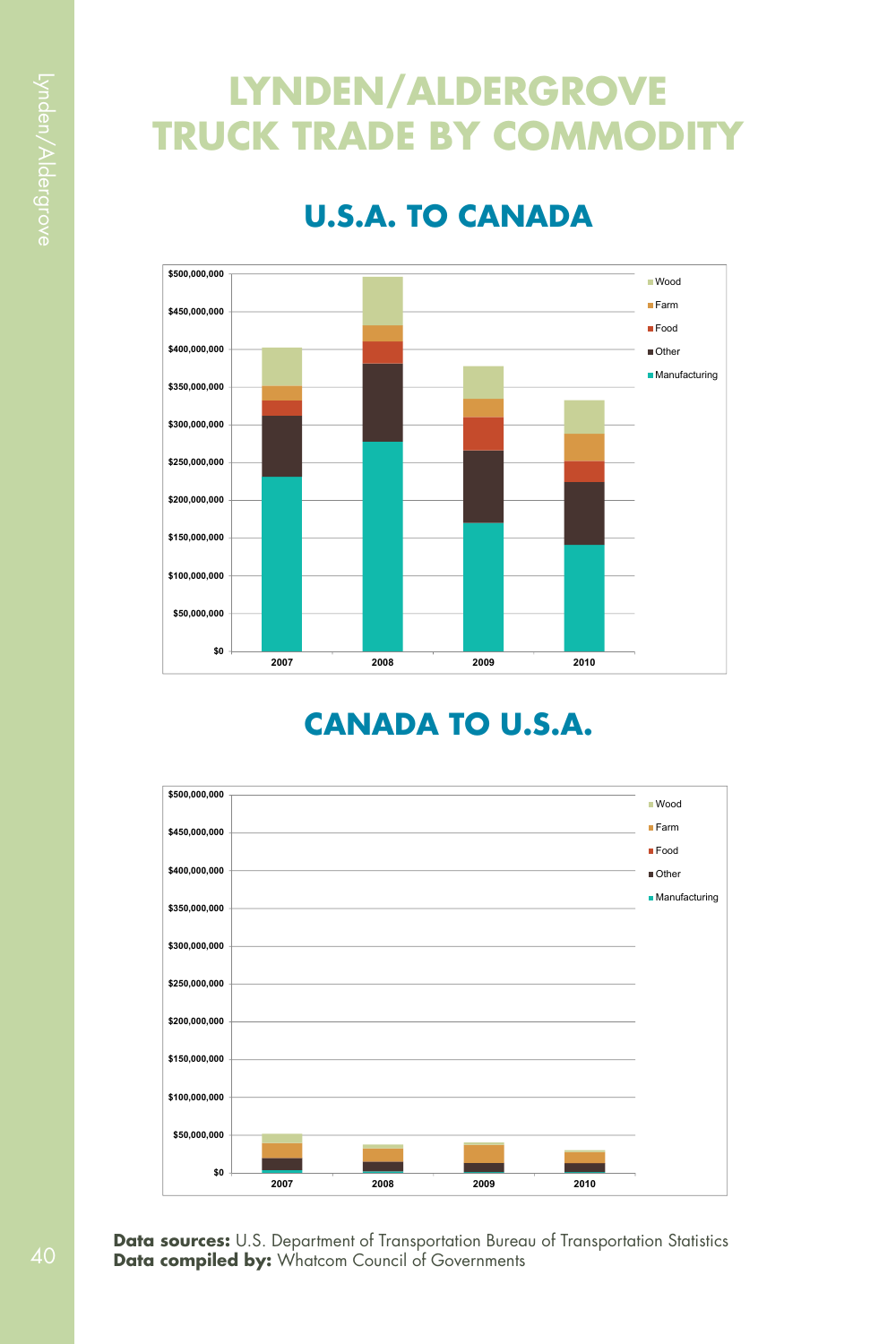# LYNDEN/ALDERGROVE TRUCK TRADE BY COMMODITY

## U.S.A. TO CANADA

## CANADA TO U.S.A.

**Data sources:** U.S. Department of Transportation Bureau of Transportation Statistics
**Data compiled by:** Whatcom Council of Governments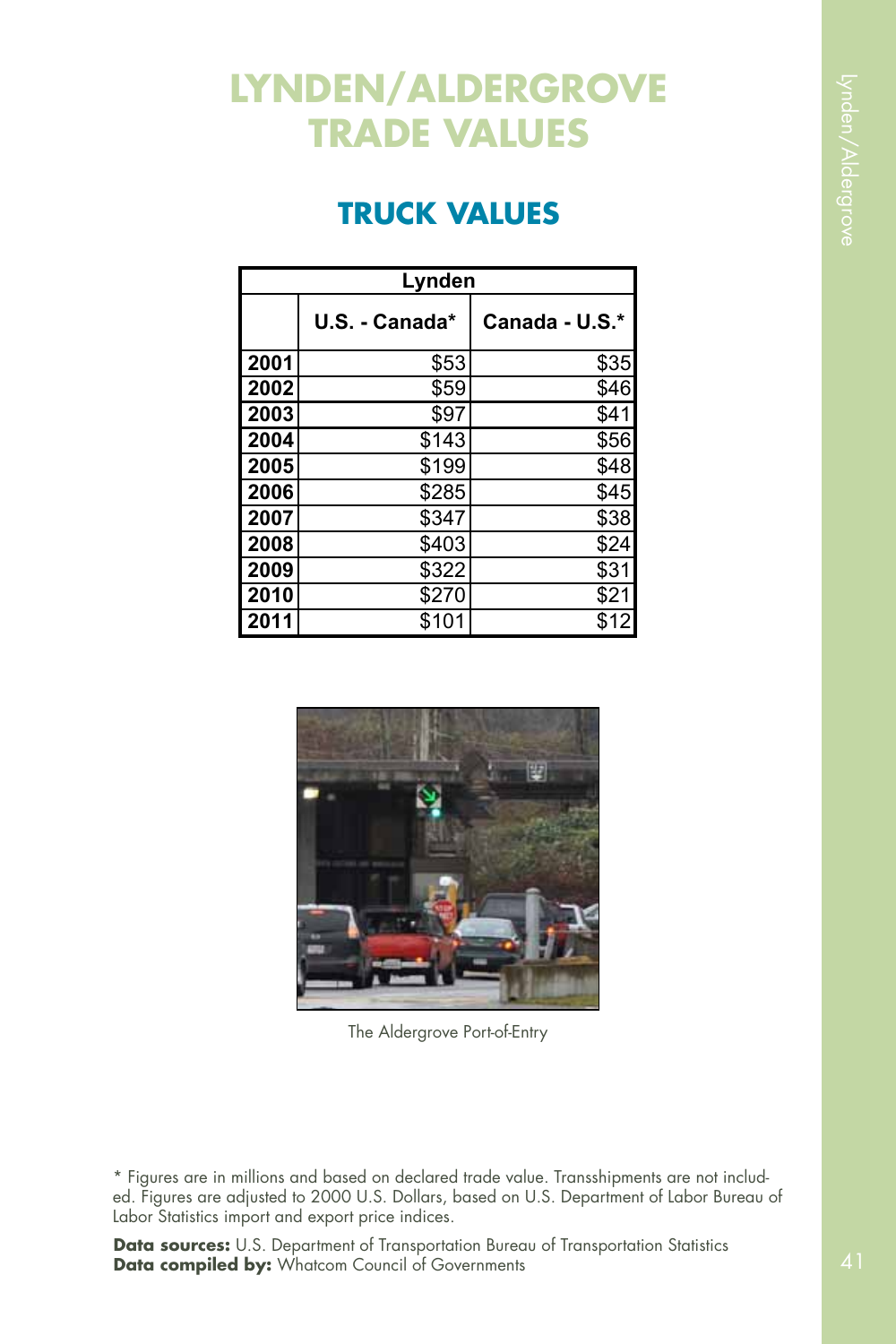# LYNDEN/ALDERGROVE TRADE VALUES

## TRUCK VALUES

| Lynden | | |
|---|---|---|
| | U.S. - Canada* | Canada - U.S.* |
| 2001 | $53 | $35 |
| 2002 | $59 | $46 |
| 2003 | $97 | $41 |
| 2004 | $143 | $56 |
| 2005 | $199 | $48 |
| 2006 | $285 | $45 |
| 2007 | $347 | $38 |
| 2008 | $403 | $24 |
| 2009 | $322 | $31 |
| 2010 | $270 | $21 |
| 2011 | $101 | $12 |

The Aldergrove Port-of-Entry

* Figures are in millions and based on declared trade value. Transshipments are not included. Figures are adjusted to 2000 U.S. Dollars, based on U.S. Department of Labor Bureau of Labor Statistics import and export price indices.

**Data sources:** U.S. Department of Transportation Bureau of Transportation Statistics
**Data compiled by:** Whatcom Council of Governments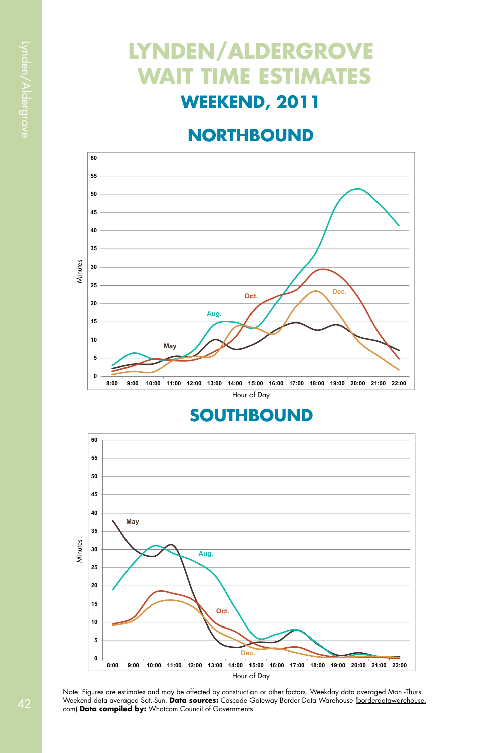# LYNDEN/ALDERGROVE WAIT TIME ESTIMATES

## WEEKEND, 2011

### NORTHBOUND

### SOUTHBOUND

Note: Figures are estimates and may be affected by construction or other factors. Weekday data averaged Mon.-Thurs. Weekend data averaged Sat.-Sun. **Data sources:** Cascade Gateway Border Data Warehouse (borderdatawarehouse.com) **Data compiled by:** Whatcom Council of Governments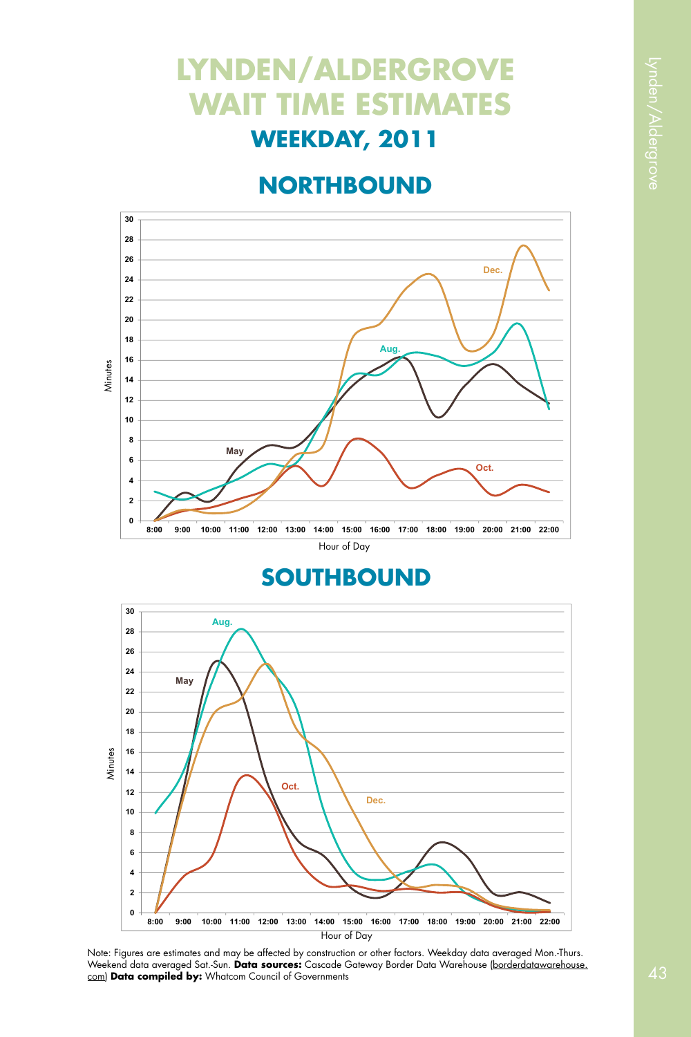# LYNDEN/ALDERGROVE WAIT TIME ESTIMATES

## WEEKDAY, 2011

## NORTHBOUND

## SOUTHBOUND

Note: Figures are estimates and may be affected by construction or other factors. Weekday data averaged Mon.-Thurs. Weekend data averaged Sat.-Sun. **Data sources:** Cascade Gateway Border Data Warehouse (borderdatawarehouse.com) **Data compiled by:** Whatcom Council of Governments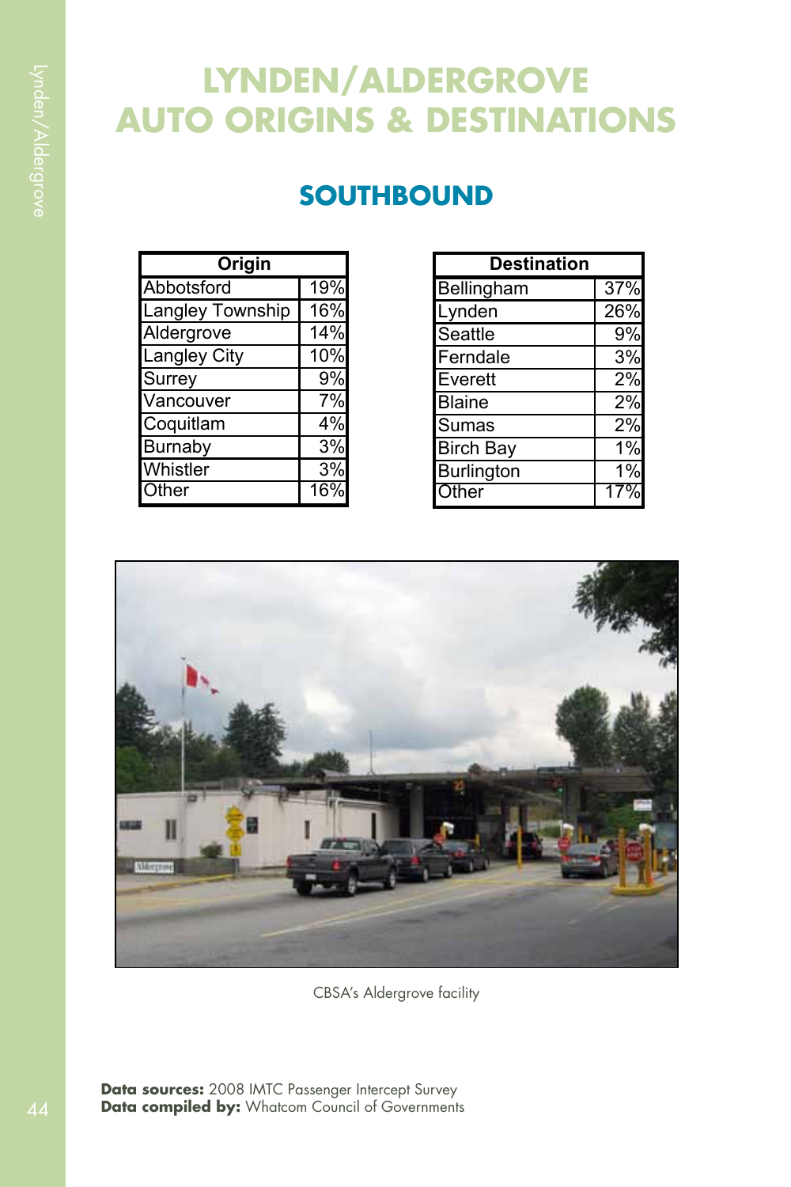# LYNDEN/ALDERGROVE AUTO ORIGINS & DESTINATIONS

## SOUTHBOUND

| Origin | |
|---|---|
| Abbotsford | 19% |
| Langley Township | 16% |
| Aldergrove | 14% |
| Langley City | 10% |
| Surrey | 9% |
| Vancouver | 7% |
| Coquitlam | 4% |
| Burnaby | 3% |
| Whistler | 3% |
| Other | 16% |

| Destination | |
|---|---|
| Bellingham | 37% |
| Lynden | 26% |
| Seattle | 9% |
| Ferndale | 3% |
| Everett | 2% |
| Blaine | 2% |
| Sumas | 2% |
| Birch Bay | 1% |
| Burlington | 1% |
| Other | 17% |

CBSA's Aldergrove facility

**Data sources:** 2008 IMTC Passenger Intercept Survey
**Data compiled by:** Whatcom Council of Governments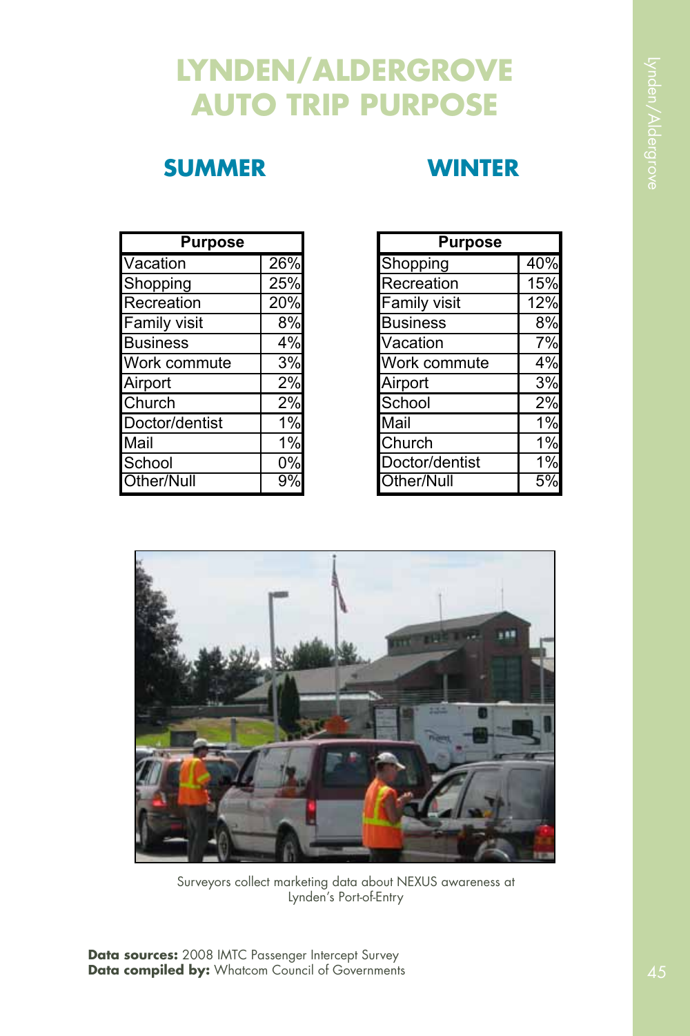# LYNDEN/ALDERGROVE AUTO TRIP PURPOSE

## SUMMER

| Purpose | |
|---|---|
| Vacation | 26% |
| Shopping | 25% |
| Recreation | 20% |
| Family visit | 8% |
| Business | 4% |
| Work commute | 3% |
| Airport | 2% |
| Church | 2% |
| Doctor/dentist | 1% |
| Mail | 1% |
| School | 0% |
| Other/Null | 9% |

## WINTER

| Purpose | |
|---|---|
| Shopping | 40% |
| Recreation | 15% |
| Family visit | 12% |
| Business | 8% |
| Vacation | 7% |
| Work commute | 4% |
| Airport | 3% |
| School | 2% |
| Mail | 1% |
| Church | 1% |
| Doctor/dentist | 1% |
| Other/Null | 5% |

Surveyors collect marketing data about NEXUS awareness at Lynden's Port-of-Entry

**Data sources:** 2008 IMTC Passenger Intercept Survey
**Data compiled by:** Whatcom Council of Governments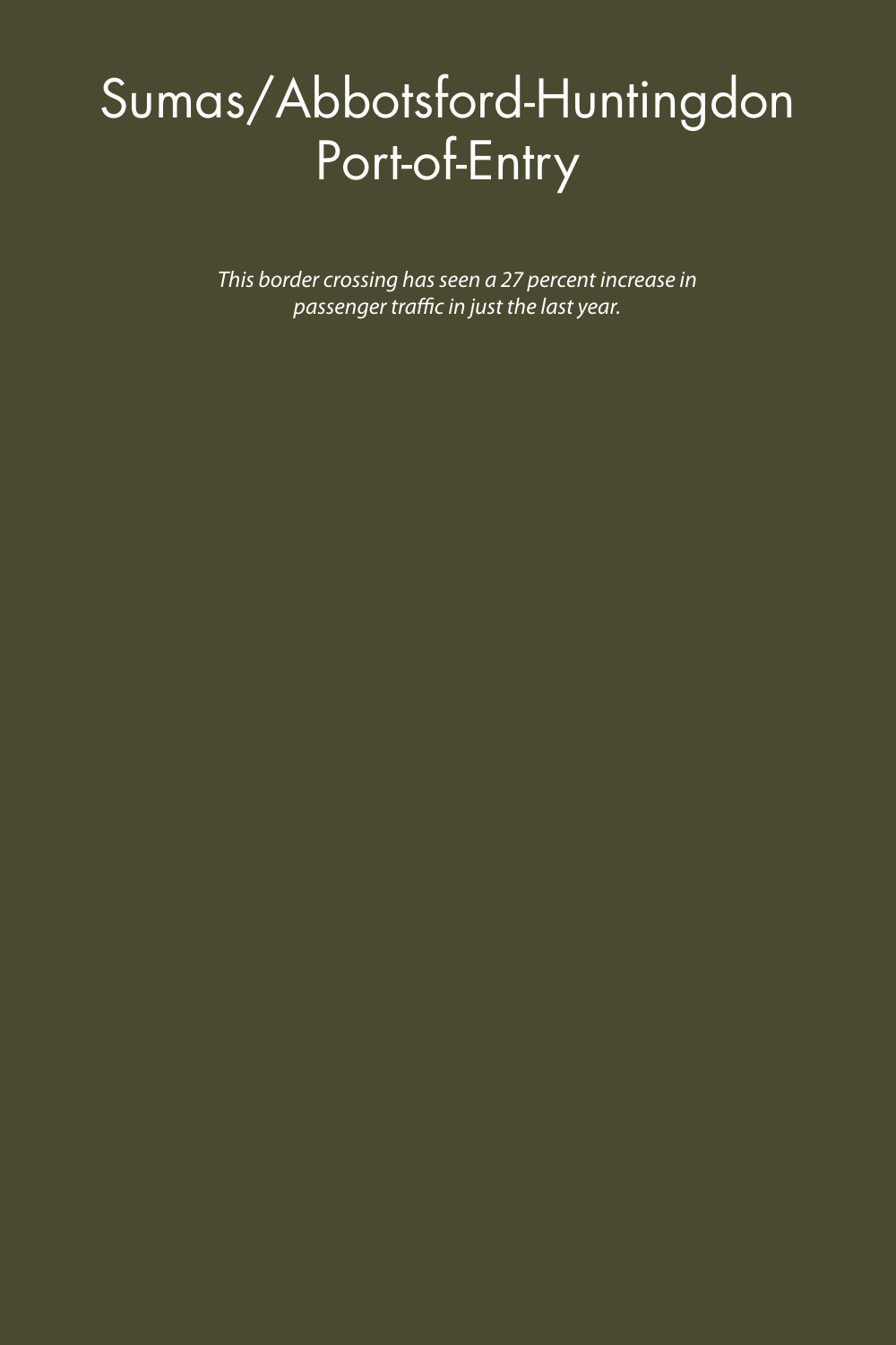# Sumas/Abbotsford-Huntingdon Port-of-Entry

*This border crossing has seen a 27 percent increase in passenger traffic in just the last year.*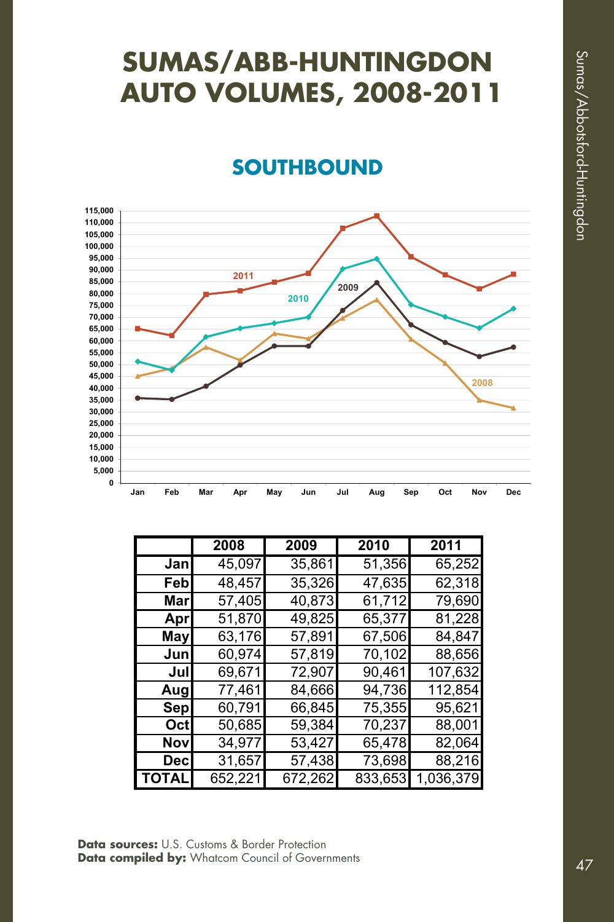# SUMAS/ABB-HUNTINGDON AUTO VOLUMES, 2008-2011

## SOUTHBOUND

| | 2008 | 2009 | 2010 | 2011 |
|---|---|---|---|---|
| Jan | 45,097 | 35,861 | 51,356 | 65,252 |
| Feb | 48,457 | 35,326 | 47,635 | 62,318 |
| Mar | 57,405 | 40,873 | 61,712 | 79,690 |
| Apr | 51,870 | 49,825 | 65,377 | 81,228 |
| May | 63,176 | 57,891 | 67,506 | 84,847 |
| Jun | 60,974 | 57,819 | 70,102 | 88,656 |
| Jul | 69,671 | 72,907 | 90,461 | 107,632 |
| Aug | 77,461 | 84,666 | 94,736 | 112,854 |
| Sep | 60,791 | 66,845 | 75,355 | 95,621 |
| Oct | 50,685 | 59,384 | 70,237 | 88,001 |
| Nov | 34,977 | 53,427 | 65,478 | 82,064 |
| Dec | 31,657 | 57,438 | 73,698 | 88,216 |
| TOTAL | 652,221 | 672,262 | 833,653 | 1,036,379 |

**Data sources:** U.S. Customs & Border Protection
**Data compiled by:** Whatcom Council of Governments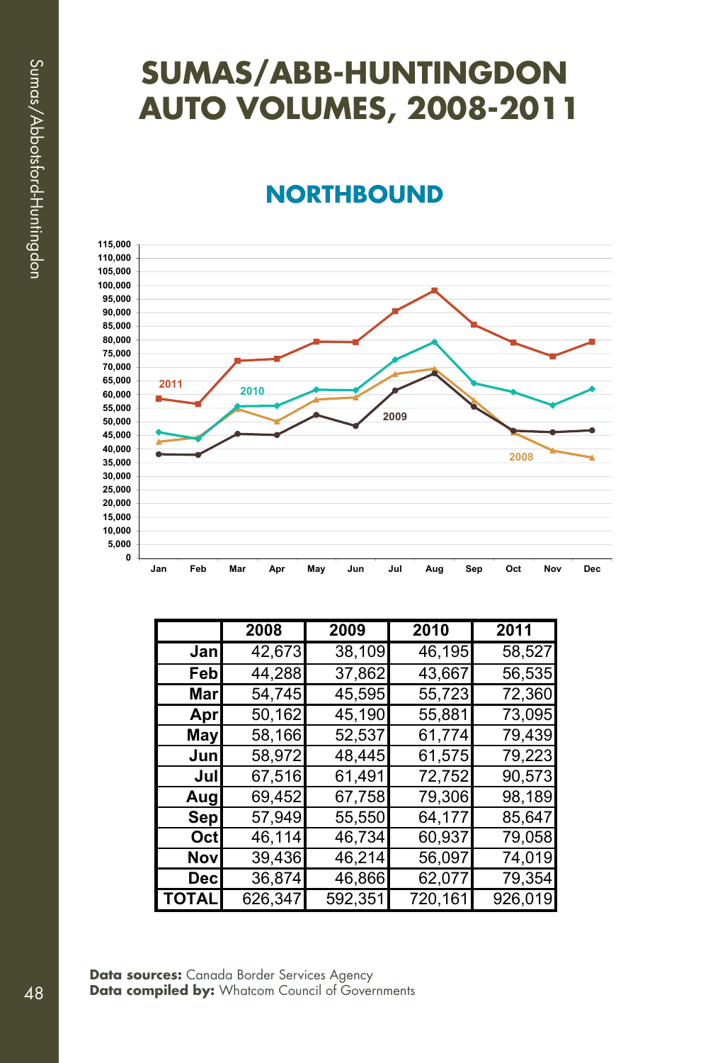# SUMAS/ABB-HUNTINGDON AUTO VOLUMES, 2008-2011

## NORTHBOUND

| | 2008 | 2009 | 2010 | 2011 |
|---|---|---|---|---|
| Jan | 42,673 | 38,109 | 46,195 | 58,527 |
| Feb | 44,288 | 37,862 | 43,667 | 56,535 |
| Mar | 54,745 | 45,595 | 55,723 | 72,360 |
| Apr | 50,162 | 45,190 | 55,881 | 73,095 |
| May | 58,166 | 52,537 | 61,774 | 79,439 |
| Jun | 58,972 | 48,445 | 61,575 | 79,223 |
| Jul | 67,516 | 61,491 | 72,752 | 90,573 |
| Aug | 69,452 | 67,758 | 79,306 | 98,189 |
| Sep | 57,949 | 55,550 | 64,177 | 85,647 |
| Oct | 46,114 | 46,734 | 60,937 | 79,058 |
| Nov | 39,436 | 46,214 | 56,097 | 74,019 |
| Dec | 36,874 | 46,866 | 62,077 | 79,354 |
| TOTAL | 626,347 | 592,351 | 720,161 | 926,019 |

**Data sources:** Canada Border Services Agency
**Data compiled by:** Whatcom Council of Governments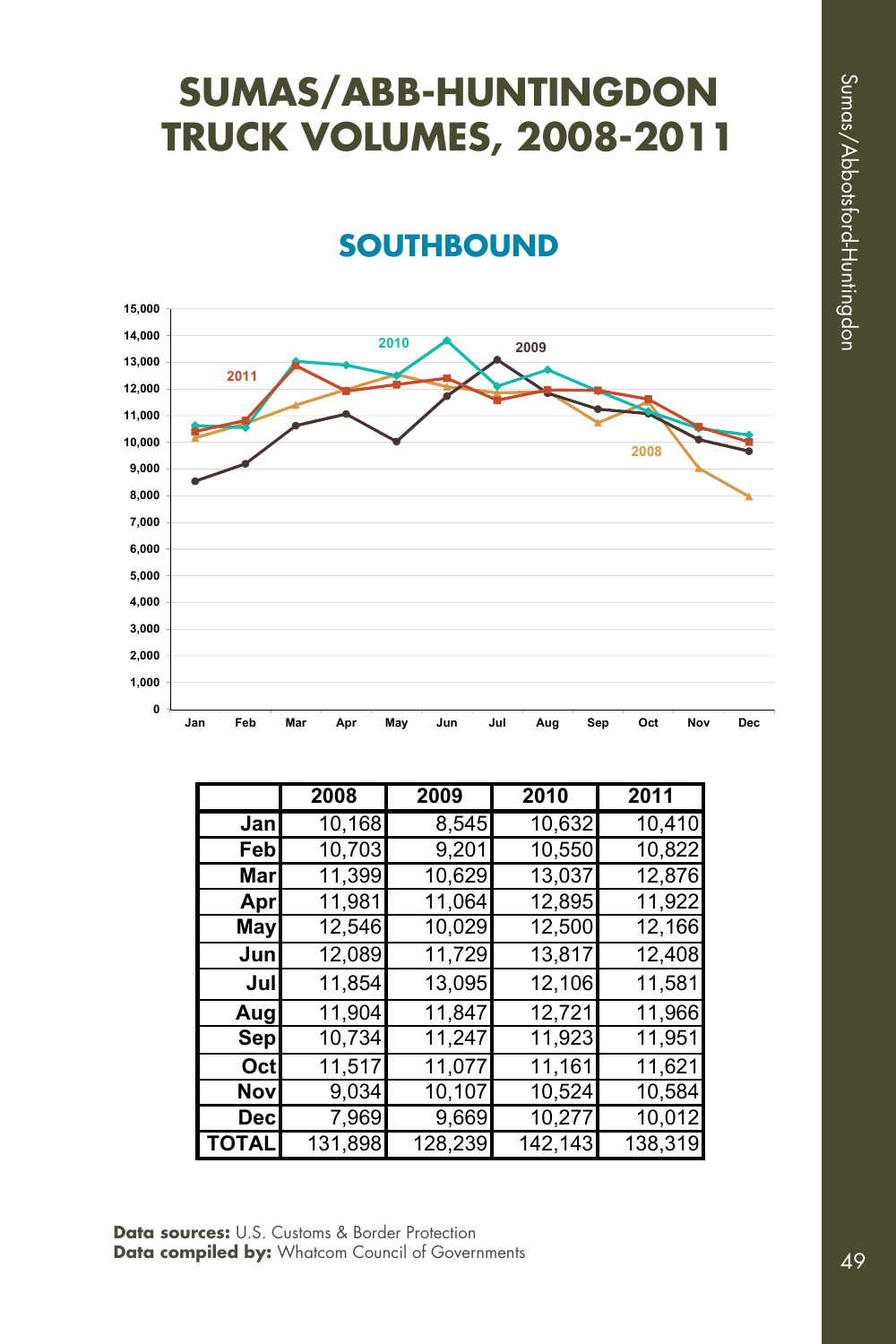# SUMAS/ABB-HUNTINGDON TRUCK VOLUMES, 2008-2011

## SOUTHBOUND

|  | 2008 | 2009 | 2010 | 2011 |
|---|---|---|---|---|
| Jan | 10,168 | 8,545 | 10,632 | 10,410 |
| Feb | 10,703 | 9,201 | 10,550 | 10,822 |
| Mar | 11,399 | 10,629 | 13,037 | 12,876 |
| Apr | 11,981 | 11,064 | 12,895 | 11,922 |
| May | 12,546 | 10,029 | 12,500 | 12,166 |
| Jun | 12,089 | 11,729 | 13,817 | 12,408 |
| Jul | 11,854 | 13,095 | 12,106 | 11,581 |
| Aug | 11,904 | 11,847 | 12,721 | 11,966 |
| Sep | 10,734 | 11,247 | 11,923 | 11,951 |
| Oct | 11,517 | 11,077 | 11,161 | 11,621 |
| Nov | 9,034 | 10,107 | 10,524 | 10,584 |
| Dec | 7,969 | 9,669 | 10,277 | 10,012 |
| TOTAL | 131,898 | 128,239 | 142,143 | 138,319 |

**Data sources:** U.S. Customs & Border Protection
**Data compiled by:** Whatcom Council of Governments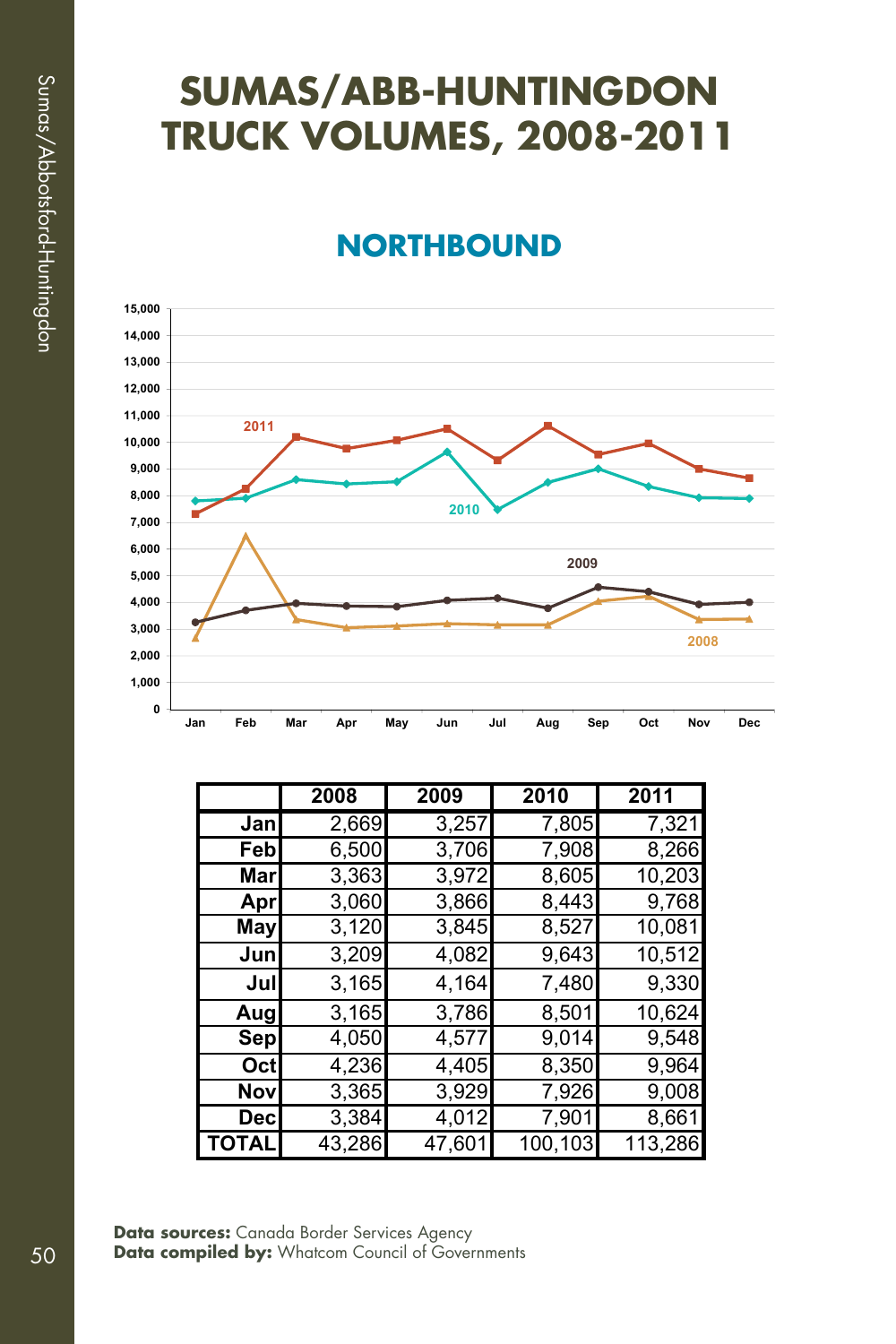# SUMAS/ABB-HUNTINGDON TRUCK VOLUMES, 2008-2011

## NORTHBOUND

| | 2008 | 2009 | 2010 | 2011 |
|---|---|---|---|---|
| Jan | 2,669 | 3,257 | 7,805 | 7,321 |
| Feb | 6,500 | 3,706 | 7,908 | 8,266 |
| Mar | 3,363 | 3,972 | 8,605 | 10,203 |
| Apr | 3,060 | 3,866 | 8,443 | 9,768 |
| May | 3,120 | 3,845 | 8,527 | 10,081 |
| Jun | 3,209 | 4,082 | 9,643 | 10,512 |
| Jul | 3,165 | 4,164 | 7,480 | 9,330 |
| Aug | 3,165 | 3,786 | 8,501 | 10,624 |
| Sep | 4,050 | 4,577 | 9,014 | 9,548 |
| Oct | 4,236 | 4,405 | 8,350 | 9,964 |
| Nov | 3,365 | 3,929 | 7,926 | 9,008 |
| Dec | 3,384 | 4,012 | 7,901 | 8,661 |
| TOTAL | 43,286 | 47,601 | 100,103 | 113,286 |

**Data sources:** Canada Border Services Agency
**Data compiled by:** Whatcom Council of Governments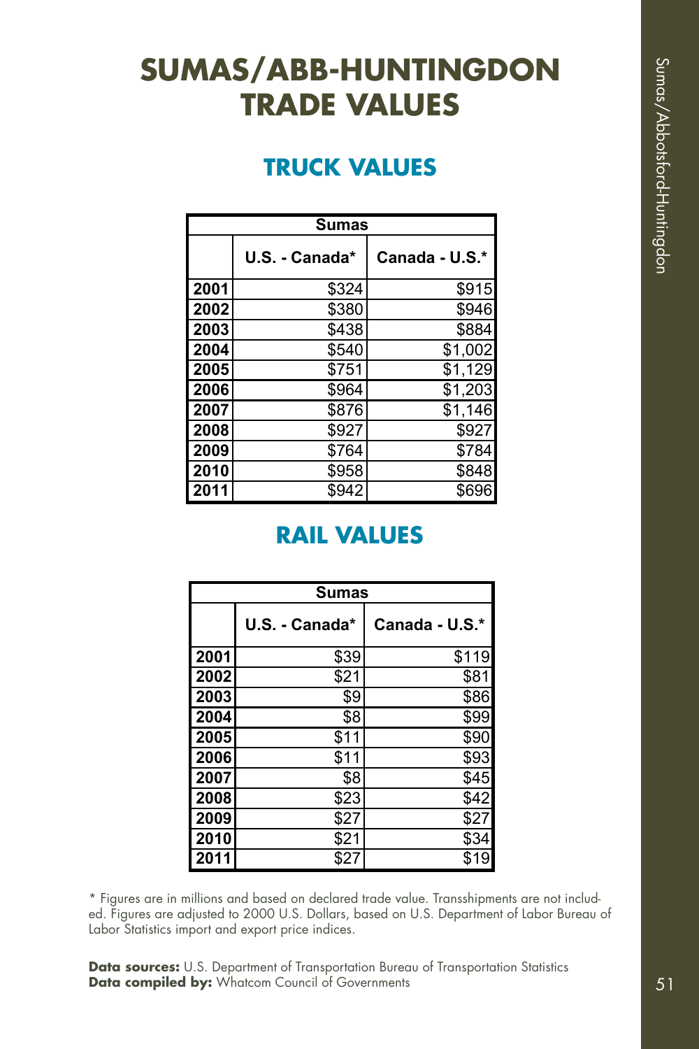# SUMAS/ABB-HUNTINGDON TRADE VALUES

## TRUCK VALUES

| Sumas | | |
|---|---|---|
| | U.S. - Canada* | Canada - U.S.* |
| 2001 | $324 | $915 |
| 2002 | $380 | $946 |
| 2003 | $438 | $884 |
| 2004 | $540 | $1,002 |
| 2005 | $751 | $1,129 |
| 2006 | $964 | $1,203 |
| 2007 | $876 | $1,146 |
| 2008 | $927 | $927 |
| 2009 | $764 | $784 |
| 2010 | $958 | $848 |
| 2011 | $942 | $696 |

## RAIL VALUES

| Sumas | | |
|---|---|---|
| | U.S. - Canada* | Canada - U.S.* |
| 2001 | $39 | $119 |
| 2002 | $21 | $81 |
| 2003 | $9 | $86 |
| 2004 | $8 | $99 |
| 2005 | $11 | $90 |
| 2006 | $11 | $93 |
| 2007 | $8 | $45 |
| 2008 | $23 | $42 |
| 2009 | $27 | $27 |
| 2010 | $21 | $34 |
| 2011 | $27 | $19 |

* Figures are in millions and based on declared trade value. Transshipments are not included. Figures are adjusted to 2000 U.S. Dollars, based on U.S. Department of Labor Bureau of Labor Statistics import and export price indices.

**Data sources:** U.S. Department of Transportation Bureau of Transportation Statistics
**Data compiled by:** Whatcom Council of Governments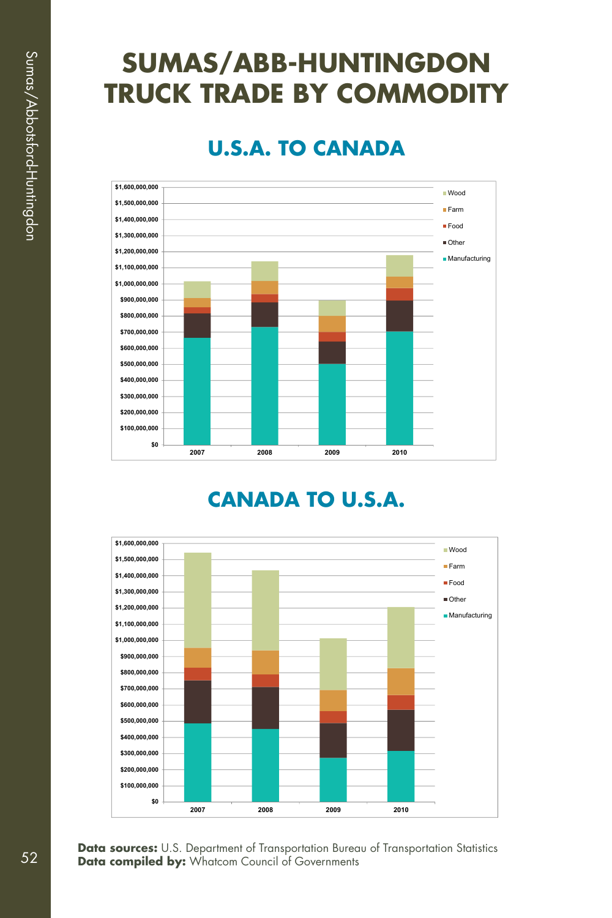# SUMAS/ABB-HUNTINGDON TRUCK TRADE BY COMMODITY

## U.S.A. TO CANADA

## CANADA TO U.S.A.

**Data sources:** U.S. Department of Transportation Bureau of Transportation Statistics
**Data compiled by:** Whatcom Council of Governments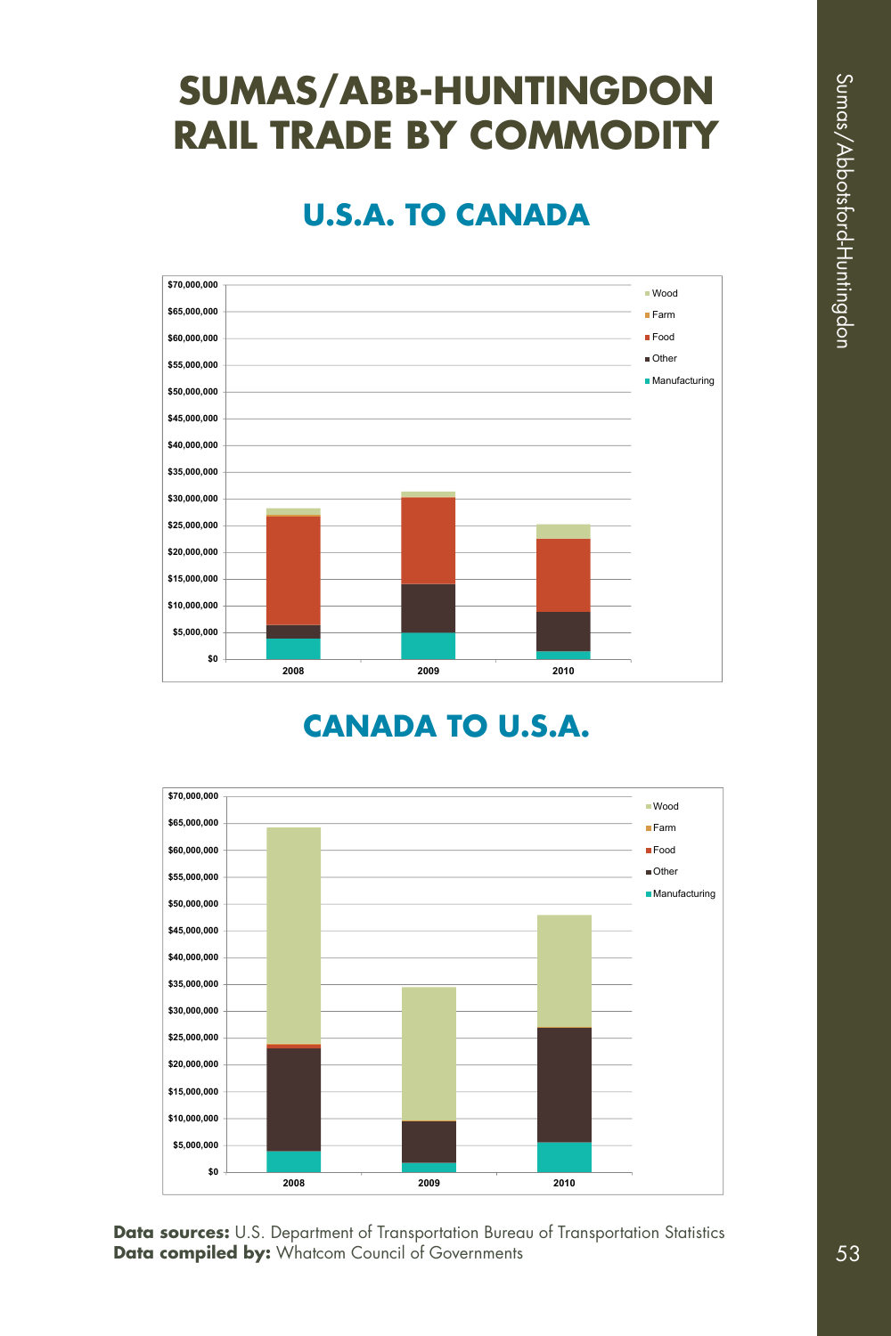# SUMAS/ABB-HUNTINGDON RAIL TRADE BY COMMODITY

## U.S.A. TO CANADA

## CANADA TO U.S.A.

**Data sources:** U.S. Department of Transportation Bureau of Transportation Statistics
**Data compiled by:** Whatcom Council of Governments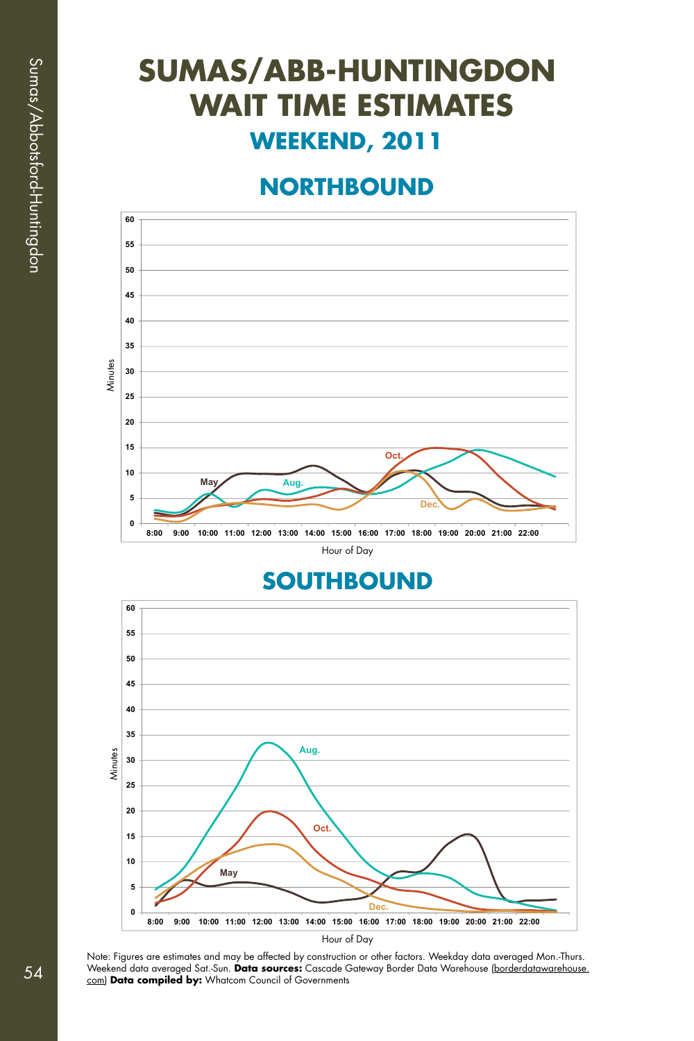# SUMAS/ABB-HUNTINGDON WAIT TIME ESTIMATES

## WEEKEND, 2011

### NORTHBOUND

### SOUTHBOUND

Note: Figures are estimates and may be affected by construction or other factors. Weekday data averaged Mon.-Thurs. Weekend data averaged Sat.-Sun. **Data sources:** Cascade Gateway Border Data Warehouse (borderdatawarehouse.com) **Data compiled by:** Whatcom Council of Governments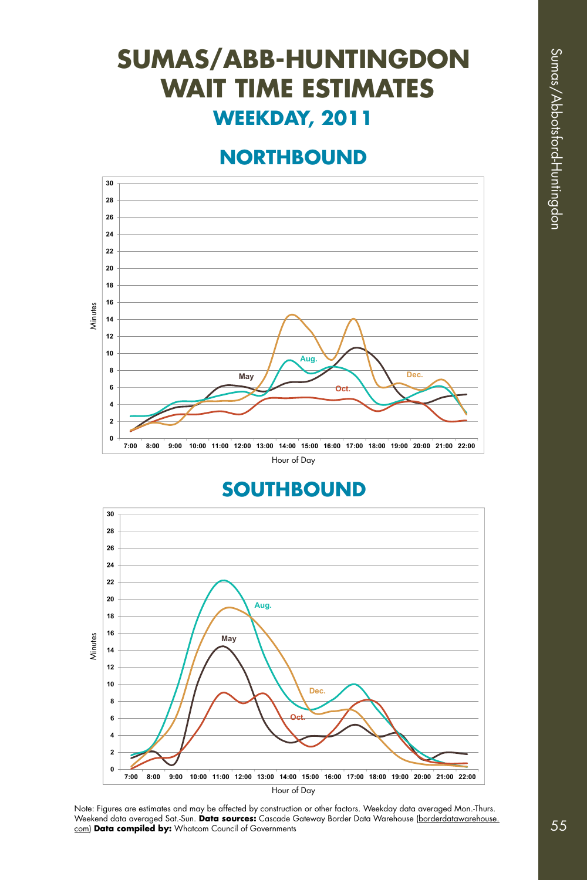# SUMAS/ABB-HUNTINGDON WAIT TIME ESTIMATES

## WEEKDAY, 2011

## NORTHBOUND

## SOUTHBOUND

Note: Figures are estimates and may be affected by construction or other factors. Weekday data averaged Mon.-Thurs. Weekend data averaged Sat.-Sun. **Data sources:** Cascade Gateway Border Data Warehouse (borderdatawarehouse.com) **Data compiled by:** Whatcom Council of Governments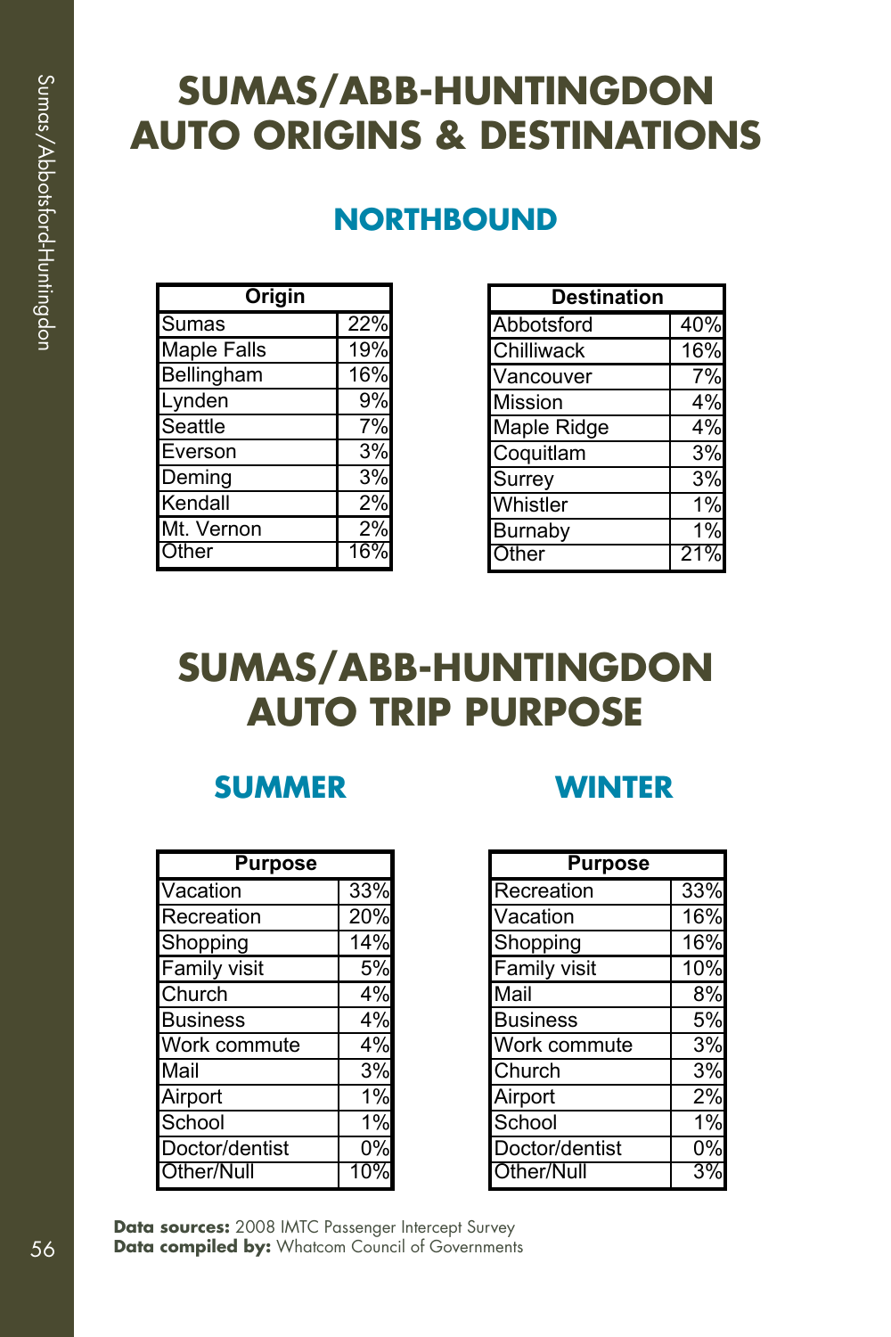# SUMAS/ABB-HUNTINGDON AUTO ORIGINS & DESTINATIONS

## NORTHBOUND

| Origin | |
|---|---|
| Sumas | 22% |
| Maple Falls | 19% |
| Bellingham | 16% |
| Lynden | 9% |
| Seattle | 7% |
| Everson | 3% |
| Deming | 3% |
| Kendall | 2% |
| Mt. Vernon | 2% |
| Other | 16% |

| Destination | |
|---|---|
| Abbotsford | 40% |
| Chilliwack | 16% |
| Vancouver | 7% |
| Mission | 4% |
| Maple Ridge | 4% |
| Coquitlam | 3% |
| Surrey | 3% |
| Whistler | 1% |
| Burnaby | 1% |
| Other | 21% |

# SUMAS/ABB-HUNTINGDON AUTO TRIP PURPOSE

## SUMMER

| Purpose | |
|---|---|
| Vacation | 33% |
| Recreation | 20% |
| Shopping | 14% |
| Family visit | 5% |
| Church | 4% |
| Business | 4% |
| Work commute | 4% |
| Mail | 3% |
| Airport | 1% |
| School | 1% |
| Doctor/dentist | 0% |
| Other/Null | 10% |

## WINTER

| Purpose | |
|---|---|
| Recreation | 33% |
| Vacation | 16% |
| Shopping | 16% |
| Family visit | 10% |
| Mail | 8% |
| Business | 5% |
| Work commute | 3% |
| Church | 3% |
| Airport | 2% |
| School | 1% |
| Doctor/dentist | 0% |
| Other/Null | 3% |

**Data sources:** 2008 IMTC Passenger Intercept Survey
**Data compiled by:** Whatcom Council of Governments